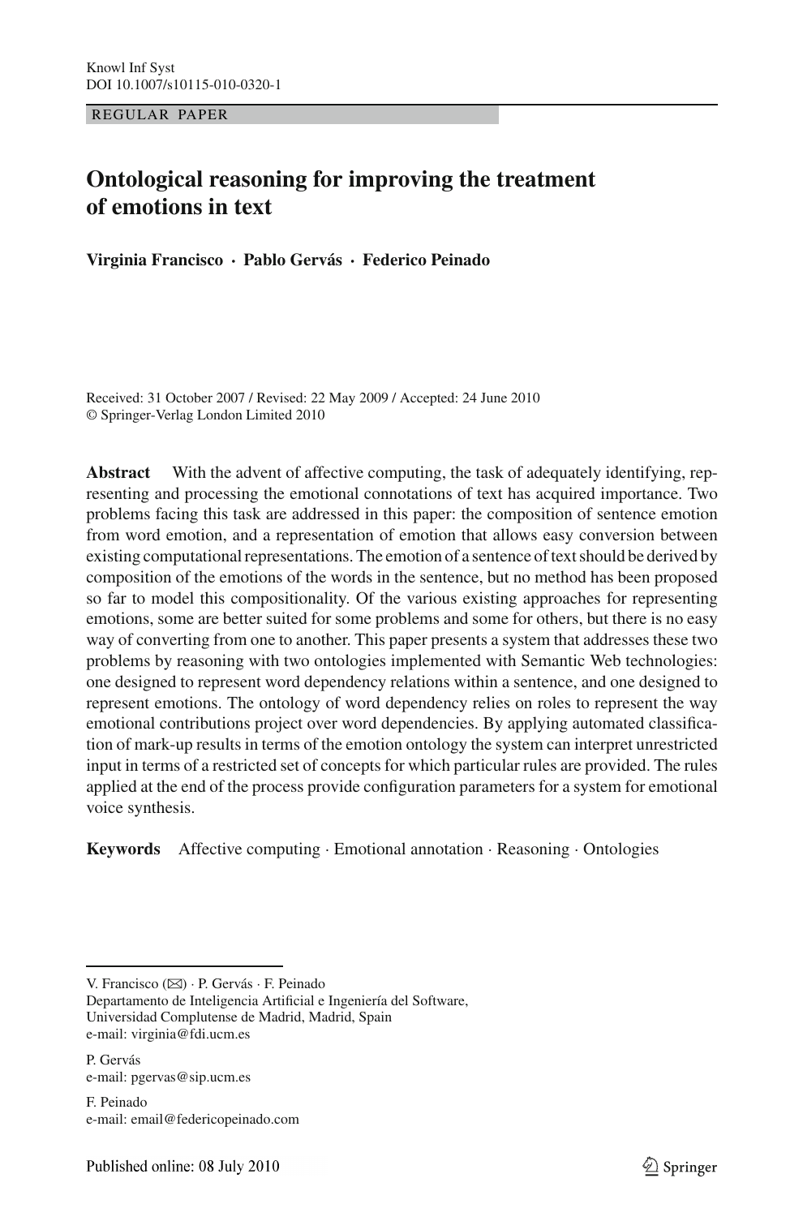REGULAR PAPER

# Ontological reasoning for improving the treatment of emotions in text

**Virginia Francisco · Pablo Gervás · Federico Peinado**

Received: 31 October 2007 / Revised: 22 May 2009 / Accepted: 24 June 2010
© Springer-Verlag London Limited 2010

**Abstract** With the advent of affective computing, the task of adequately identifying, representing and processing the emotional connotations of text has acquired importance. Two problems facing this task are addressed in this paper: the composition of sentence emotion from word emotion, and a representation of emotion that allows easy conversion between existing computational representations. The emotion of a sentence of text should be derived by composition of the emotions of the words in the sentence, but no method has been proposed so far to model this compositionality. Of the various existing approaches for representing emotions, some are better suited for some problems and some for others, but there is no easy way of converting from one to another. This paper presents a system that addresses these two problems by reasoning with two ontologies implemented with Semantic Web technologies: one designed to represent word dependency relations within a sentence, and one designed to represent emotions. The ontology of word dependency relies on roles to represent the way emotional contributions project over word dependencies. By applying automated classification of mark-up results in terms of the emotion ontology the system can interpret unrestricted input in terms of a restricted set of concepts for which particular rules are provided. The rules applied at the end of the process provide configuration parameters for a system for emotional voice synthesis.

**Keywords** Affective computing · Emotional annotation · Reasoning · Ontologies

---

V. Francisco (✉) · P. Gervás · F. Peinado
Departamento de Inteligencia Artificial e Ingeniería del Software, Universidad Complutense de Madrid, Madrid, Spain
e-mail: virginia@fdi.ucm.es

P. Gervás
e-mail: pgervas@sip.ucm.es

F. Peinado
e-mail: email@federicopeinado.com

Published online: 08 July 2010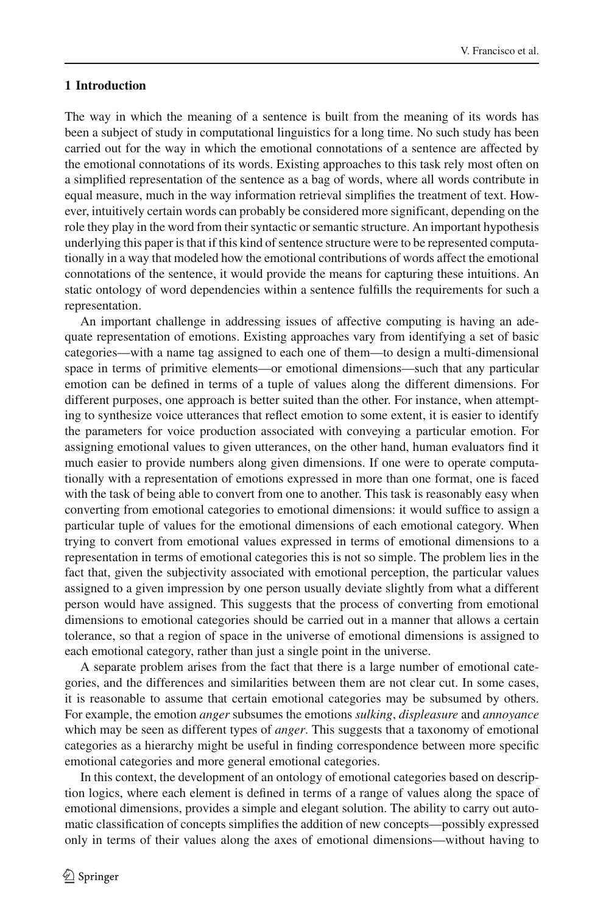## 1 Introduction

The way in which the meaning of a sentence is built from the meaning of its words has been a subject of study in computational linguistics for a long time. No such study has been carried out for the way in which the emotional connotations of a sentence are affected by the emotional connotations of its words. Existing approaches to this task rely most often on a simplified representation of the sentence as a bag of words, where all words contribute in equal measure, much in the way information retrieval simplifies the treatment of text. However, intuitively certain words can probably be considered more significant, depending on the role they play in the word from their syntactic or semantic structure. An important hypothesis underlying this paper is that if this kind of sentence structure were to be represented computationally in a way that modeled how the emotional contributions of words affect the emotional connotations of the sentence, it would provide the means for capturing these intuitions. An static ontology of word dependencies within a sentence fulfills the requirements for such a representation.

An important challenge in addressing issues of affective computing is having an adequate representation of emotions. Existing approaches vary from identifying a set of basic categories—with a name tag assigned to each one of them—to design a multi-dimensional space in terms of primitive elements—or emotional dimensions—such that any particular emotion can be defined in terms of a tuple of values along the different dimensions. For different purposes, one approach is better suited than the other. For instance, when attempting to synthesize voice utterances that reflect emotion to some extent, it is easier to identify the parameters for voice production associated with conveying a particular emotion. For assigning emotional values to given utterances, on the other hand, human evaluators find it much easier to provide numbers along given dimensions. If one were to operate computationally with a representation of emotions expressed in more than one format, one is faced with the task of being able to convert from one to another. This task is reasonably easy when converting from emotional categories to emotional dimensions: it would suffice to assign a particular tuple of values for the emotional dimensions of each emotional category. When trying to convert from emotional values expressed in terms of emotional dimensions to a representation in terms of emotional categories this is not so simple. The problem lies in the fact that, given the subjectivity associated with emotional perception, the particular values assigned to a given impression by one person usually deviate slightly from what a different person would have assigned. This suggests that the process of converting from emotional dimensions to emotional categories should be carried out in a manner that allows a certain tolerance, so that a region of space in the universe of emotional dimensions is assigned to each emotional category, rather than just a single point in the universe.

A separate problem arises from the fact that there is a large number of emotional categories, and the differences and similarities between them are not clear cut. In some cases, it is reasonable to assume that certain emotional categories may be subsumed by others. For example, the emotion *anger* subsumes the emotions *sulking*, *displeasure* and *annoyance* which may be seen as different types of *anger*. This suggests that a taxonomy of emotional categories as a hierarchy might be useful in finding correspondence between more specific emotional categories and more general emotional categories.

In this context, the development of an ontology of emotional categories based on description logics, where each element is defined in terms of a range of values along the space of emotional dimensions, provides a simple and elegant solution. The ability to carry out automatic classification of concepts simplifies the addition of new concepts—possibly expressed only in terms of their values along the axes of emotional dimensions—without having to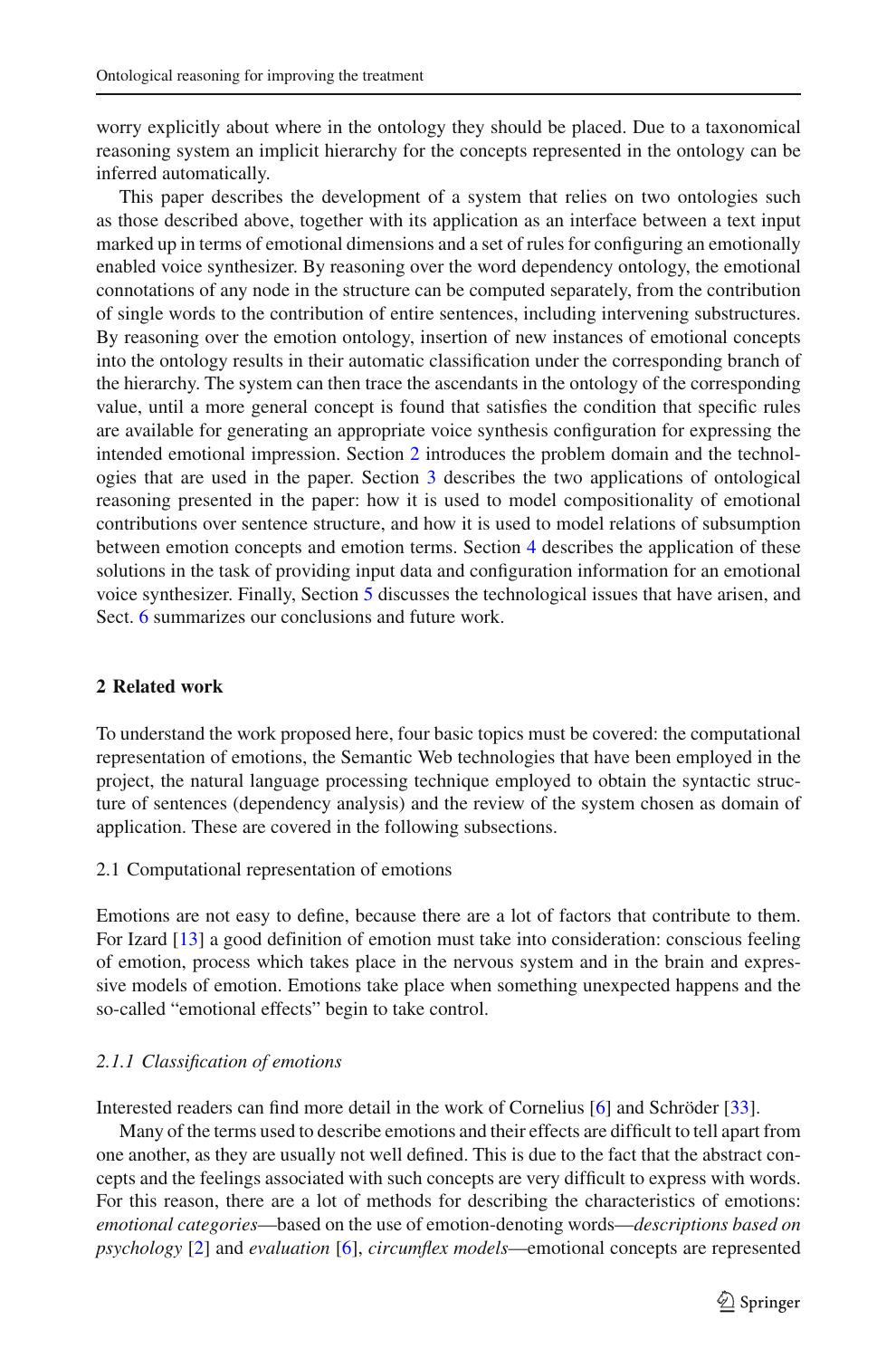worry explicitly about where in the ontology they should be placed. Due to a taxonomical reasoning system an implicit hierarchy for the concepts represented in the ontology can be inferred automatically.

This paper describes the development of a system that relies on two ontologies such as those described above, together with its application as an interface between a text input marked up in terms of emotional dimensions and a set of rules for configuring an emotionally enabled voice synthesizer. By reasoning over the word dependency ontology, the emotional connotations of any node in the structure can be computed separately, from the contribution of single words to the contribution of entire sentences, including intervening substructures. By reasoning over the emotion ontology, insertion of new instances of emotional concepts into the ontology results in their automatic classification under the corresponding branch of the hierarchy. The system can then trace the ascendants in the ontology of the corresponding value, until a more general concept is found that satisfies the condition that specific rules are available for generating an appropriate voice synthesis configuration for expressing the intended emotional impression. Section 2 introduces the problem domain and the technologies that are used in the paper. Section 3 describes the two applications of ontological reasoning presented in the paper: how it is used to model compositionality of emotional contributions over sentence structure, and how it is used to model relations of subsumption between emotion concepts and emotion terms. Section 4 describes the application of these solutions in the task of providing input data and configuration information for an emotional voice synthesizer. Finally, Section 5 discusses the technological issues that have arisen, and Sect. 6 summarizes our conclusions and future work.

## 2 Related work

To understand the work proposed here, four basic topics must be covered: the computational representation of emotions, the Semantic Web technologies that have been employed in the project, the natural language processing technique employed to obtain the syntactic structure of sentences (dependency analysis) and the review of the system chosen as domain of application. These are covered in the following subsections.

### 2.1 Computational representation of emotions

Emotions are not easy to define, because there are a lot of factors that contribute to them. For Izard [13] a good definition of emotion must take into consideration: conscious feeling of emotion, process which takes place in the nervous system and in the brain and expressive models of emotion. Emotions take place when something unexpected happens and the so-called "emotional effects" begin to take control.

#### *2.1.1 Classification of emotions*

Interested readers can find more detail in the work of Cornelius [6] and Schröder [33].

Many of the terms used to describe emotions and their effects are difficult to tell apart from one another, as they are usually not well defined. This is due to the fact that the abstract concepts and the feelings associated with such concepts are very difficult to express with words. For this reason, there are a lot of methods for describing the characteristics of emotions: *emotional categories*—based on the use of emotion-denoting words—*descriptions based on psychology* [2] and *evaluation* [6], *circumflex models*—emotional concepts are represented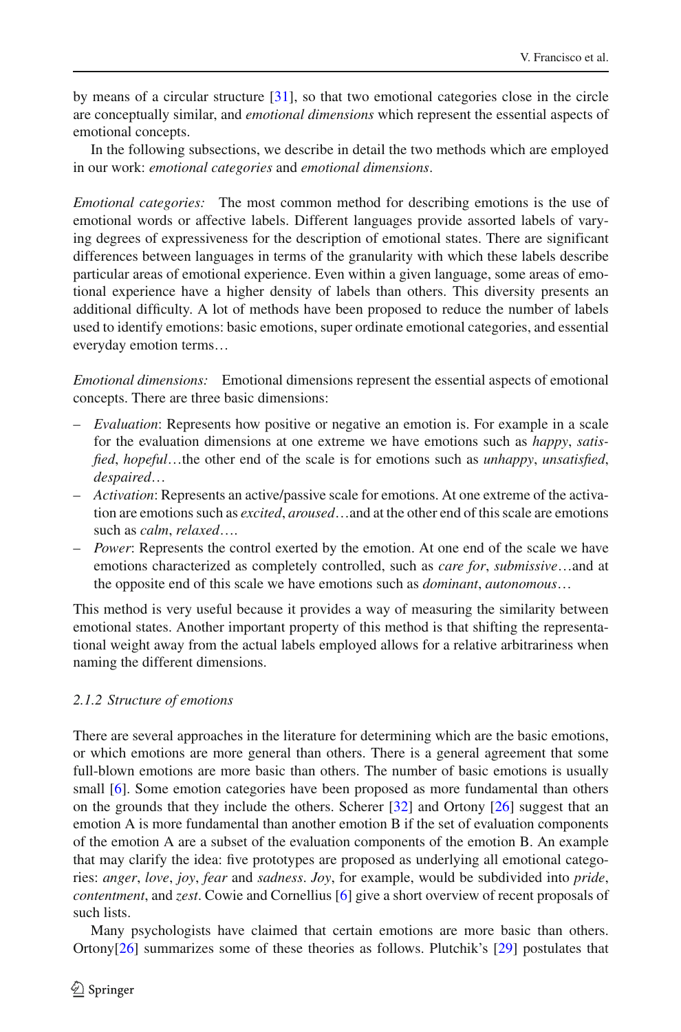by means of a circular structure [31], so that two emotional categories close in the circle are conceptually similar, and *emotional dimensions* which represent the essential aspects of emotional concepts.

In the following subsections, we describe in detail the two methods which are employed in our work: *emotional categories* and *emotional dimensions*.

*Emotional categories:* The most common method for describing emotions is the use of emotional words or affective labels. Different languages provide assorted labels of varying degrees of expressiveness for the description of emotional states. There are significant differences between languages in terms of the granularity with which these labels describe particular areas of emotional experience. Even within a given language, some areas of emotional experience have a higher density of labels than others. This diversity presents an additional difficulty. A lot of methods have been proposed to reduce the number of labels used to identify emotions: basic emotions, super ordinate emotional categories, and essential everyday emotion terms…

*Emotional dimensions:* Emotional dimensions represent the essential aspects of emotional concepts. There are three basic dimensions:

– *Evaluation*: Represents how positive or negative an emotion is. For example in a scale for the evaluation dimensions at one extreme we have emotions such as *happy*, *satisfied*, *hopeful*…the other end of the scale is for emotions such as *unhappy*, *unsatisfied*, *despaired*…
– *Activation*: Represents an active/passive scale for emotions. At one extreme of the activation are emotions such as *excited*, *aroused*…and at the other end of this scale are emotions such as *calm*, *relaxed*….
– *Power*: Represents the control exerted by the emotion. At one end of the scale we have emotions characterized as completely controlled, such as *care for*, *submissive*…and at the opposite end of this scale we have emotions such as *dominant*, *autonomous*…

This method is very useful because it provides a way of measuring the similarity between emotional states. Another important property of this method is that shifting the representational weight away from the actual labels employed allows for a relative arbitrariness when naming the different dimensions.

#### *2.1.2 Structure of emotions*

There are several approaches in the literature for determining which are the basic emotions, or which emotions are more general than others. There is a general agreement that some full-blown emotions are more basic than others. The number of basic emotions is usually small [6]. Some emotion categories have been proposed as more fundamental than others on the grounds that they include the others. Scherer [32] and Ortony [26] suggest that an emotion A is more fundamental than another emotion B if the set of evaluation components of the emotion A are a subset of the evaluation components of the emotion B. An example that may clarify the idea: five prototypes are proposed as underlying all emotional categories: *anger*, *love*, *joy*, *fear* and *sadness*. *Joy*, for example, would be subdivided into *pride*, *contentment*, and *zest*. Cowie and Cornellius [6] give a short overview of recent proposals of such lists.

Many psychologists have claimed that certain emotions are more basic than others. Ortony[26] summarizes some of these theories as follows. Plutchik's [29] postulates that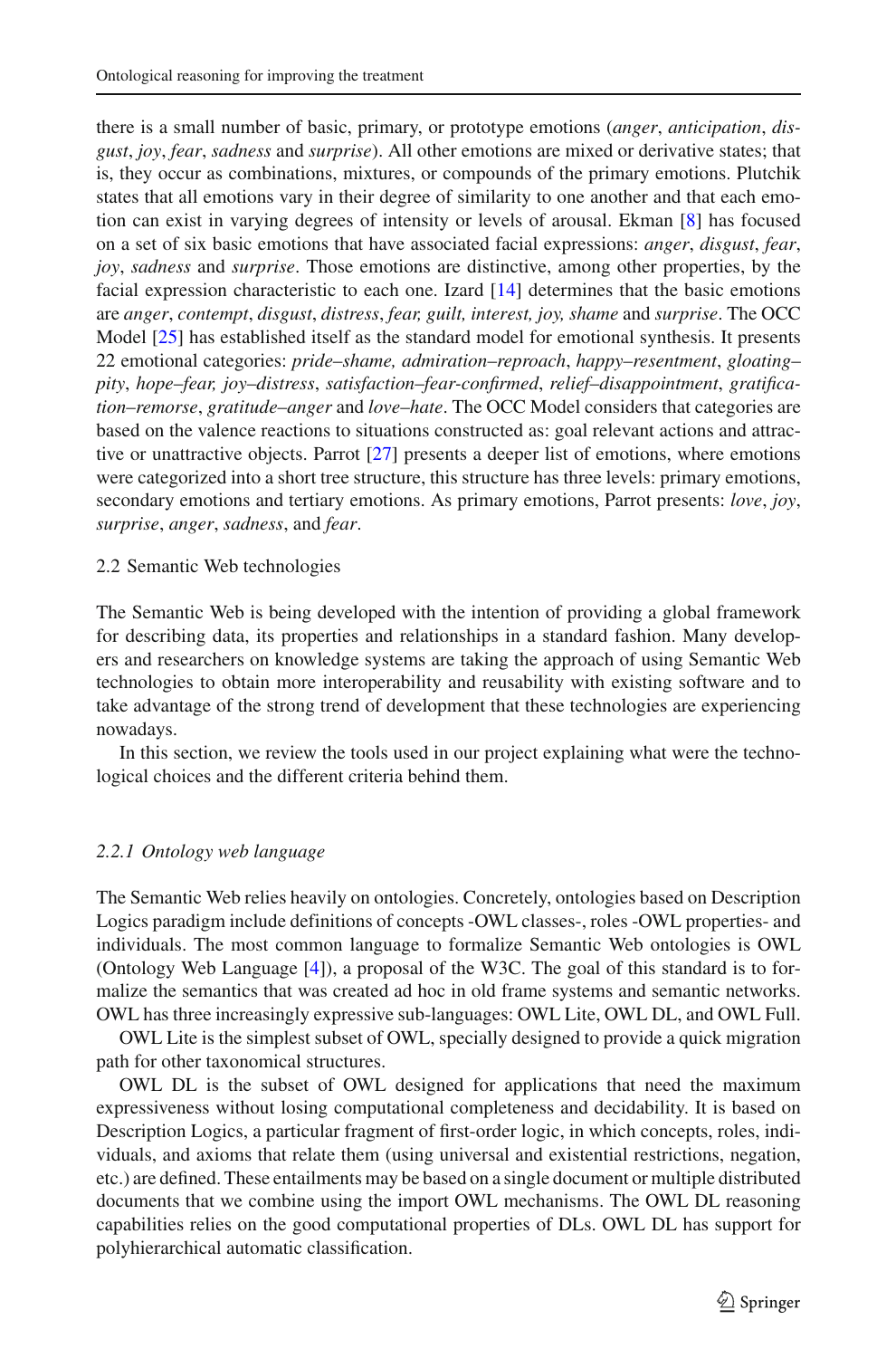there is a small number of basic, primary, or prototype emotions (*anger*, *anticipation*, *disgust*, *joy*, *fear*, *sadness* and *surprise*). All other emotions are mixed or derivative states; that is, they occur as combinations, mixtures, or compounds of the primary emotions. Plutchik states that all emotions vary in their degree of similarity to one another and that each emotion can exist in varying degrees of intensity or levels of arousal. Ekman [8] has focused on a set of six basic emotions that have associated facial expressions: *anger*, *disgust*, *fear*, *joy*, *sadness* and *surprise*. Those emotions are distinctive, among other properties, by the facial expression characteristic to each one. Izard [14] determines that the basic emotions are *anger*, *contempt*, *disgust*, *distress*, *fear, guilt, interest, joy, shame* and *surprise*. The OCC Model [25] has established itself as the standard model for emotional synthesis. It presents 22 emotional categories: *pride–shame, admiration–reproach*, *happy–resentment*, *gloating–pity*, *hope–fear, joy–distress*, *satisfaction–fear-confirmed*, *relief–disappointment*, *gratification–remorse*, *gratitude–anger* and *love–hate*. The OCC Model considers that categories are based on the valence reactions to situations constructed as: goal relevant actions and attractive or unattractive objects. Parrot [27] presents a deeper list of emotions, where emotions were categorized into a short tree structure, this structure has three levels: primary emotions, secondary emotions and tertiary emotions. As primary emotions, Parrot presents: *love*, *joy*, *surprise*, *anger*, *sadness*, and *fear*.

## 2.2 Semantic Web technologies

The Semantic Web is being developed with the intention of providing a global framework for describing data, its properties and relationships in a standard fashion. Many developers and researchers on knowledge systems are taking the approach of using Semantic Web technologies to obtain more interoperability and reusability with existing software and to take advantage of the strong trend of development that these technologies are experiencing nowadays.

In this section, we review the tools used in our project explaining what were the technological choices and the different criteria behind them.

### *2.2.1 Ontology web language*

The Semantic Web relies heavily on ontologies. Concretely, ontologies based on Description Logics paradigm include definitions of concepts -OWL classes-, roles -OWL properties- and individuals. The most common language to formalize Semantic Web ontologies is OWL (Ontology Web Language [4]), a proposal of the W3C. The goal of this standard is to formalize the semantics that was created ad hoc in old frame systems and semantic networks. OWL has three increasingly expressive sub-languages: OWL Lite, OWL DL, and OWL Full.

OWL Lite is the simplest subset of OWL, specially designed to provide a quick migration path for other taxonomical structures.

OWL DL is the subset of OWL designed for applications that need the maximum expressiveness without losing computational completeness and decidability. It is based on Description Logics, a particular fragment of first-order logic, in which concepts, roles, individuals, and axioms that relate them (using universal and existential restrictions, negation, etc.) are defined. These entailments may be based on a single document or multiple distributed documents that we combine using the import OWL mechanisms. The OWL DL reasoning capabilities relies on the good computational properties of DLs. OWL DL has support for polyhierarchical automatic classification.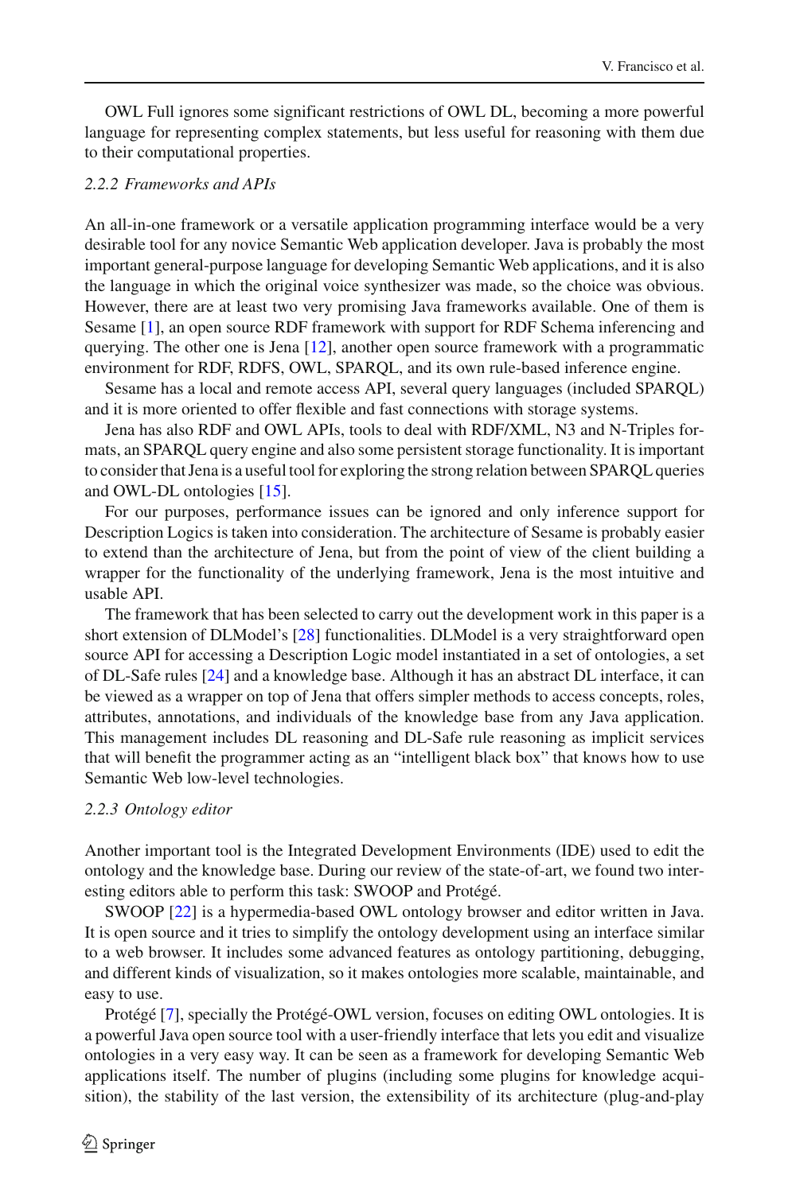OWL Full ignores some significant restrictions of OWL DL, becoming a more powerful language for representing complex statements, but less useful for reasoning with them due to their computational properties.

### *2.2.2 Frameworks and APIs*

An all-in-one framework or a versatile application programming interface would be a very desirable tool for any novice Semantic Web application developer. Java is probably the most important general-purpose language for developing Semantic Web applications, and it is also the language in which the original voice synthesizer was made, so the choice was obvious. However, there are at least two very promising Java frameworks available. One of them is Sesame [1], an open source RDF framework with support for RDF Schema inferencing and querying. The other one is Jena [12], another open source framework with a programmatic environment for RDF, RDFS, OWL, SPARQL, and its own rule-based inference engine.

Sesame has a local and remote access API, several query languages (included SPARQL) and it is more oriented to offer flexible and fast connections with storage systems.

Jena has also RDF and OWL APIs, tools to deal with RDF/XML, N3 and N-Triples formats, an SPARQL query engine and also some persistent storage functionality. It is important to consider that Jena is a useful tool for exploring the strong relation between SPARQL queries and OWL-DL ontologies [15].

For our purposes, performance issues can be ignored and only inference support for Description Logics is taken into consideration. The architecture of Sesame is probably easier to extend than the architecture of Jena, but from the point of view of the client building a wrapper for the functionality of the underlying framework, Jena is the most intuitive and usable API.

The framework that has been selected to carry out the development work in this paper is a short extension of DLModel's [28] functionalities. DLModel is a very straightforward open source API for accessing a Description Logic model instantiated in a set of ontologies, a set of DL-Safe rules [24] and a knowledge base. Although it has an abstract DL interface, it can be viewed as a wrapper on top of Jena that offers simpler methods to access concepts, roles, attributes, annotations, and individuals of the knowledge base from any Java application. This management includes DL reasoning and DL-Safe rule reasoning as implicit services that will benefit the programmer acting as an "intelligent black box" that knows how to use Semantic Web low-level technologies.

### *2.2.3 Ontology editor*

Another important tool is the Integrated Development Environments (IDE) used to edit the ontology and the knowledge base. During our review of the state-of-art, we found two interesting editors able to perform this task: SWOOP and Protégé.

SWOOP [22] is a hypermedia-based OWL ontology browser and editor written in Java. It is open source and it tries to simplify the ontology development using an interface similar to a web browser. It includes some advanced features as ontology partitioning, debugging, and different kinds of visualization, so it makes ontologies more scalable, maintainable, and easy to use.

Protégé [7], specially the Protégé-OWL version, focuses on editing OWL ontologies. It is a powerful Java open source tool with a user-friendly interface that lets you edit and visualize ontologies in a very easy way. It can be seen as a framework for developing Semantic Web applications itself. The number of plugins (including some plugins for knowledge acquisition), the stability of the last version, the extensibility of its architecture (plug-and-play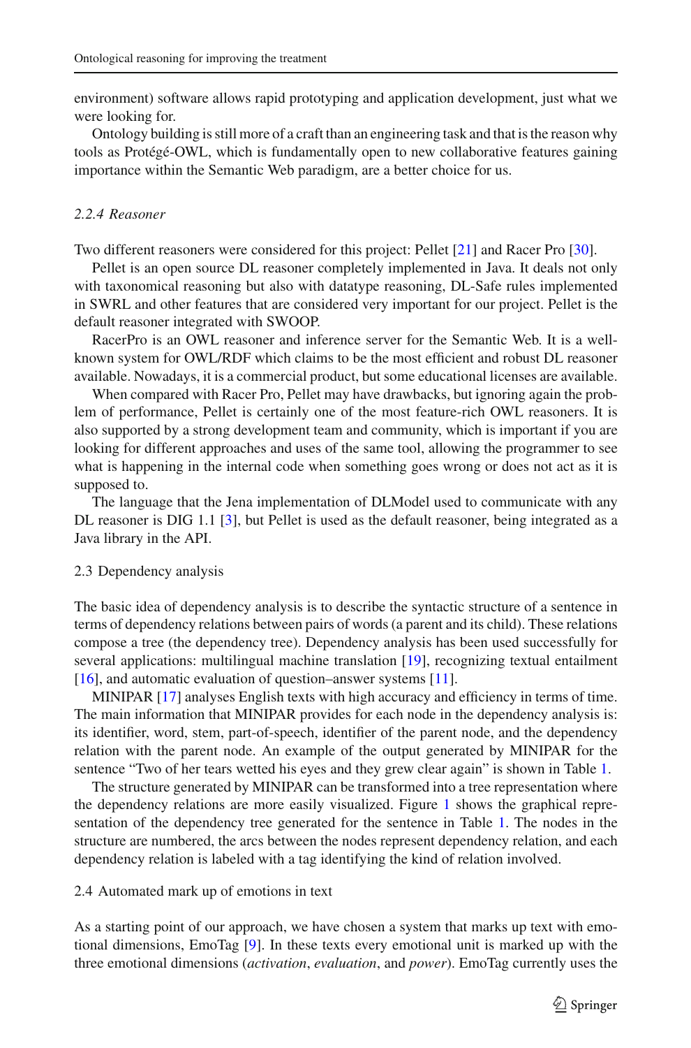environment) software allows rapid prototyping and application development, just what we were looking for.

Ontology building is still more of a craft than an engineering task and that is the reason why tools as Protégé-OWL, which is fundamentally open to new collaborative features gaining importance within the Semantic Web paradigm, are a better choice for us.

#### *2.2.4 Reasoner*

Two different reasoners were considered for this project: Pellet [21] and Racer Pro [30].

Pellet is an open source DL reasoner completely implemented in Java. It deals not only with taxonomical reasoning but also with datatype reasoning, DL-Safe rules implemented in SWRL and other features that are considered very important for our project. Pellet is the default reasoner integrated with SWOOP.

RacerPro is an OWL reasoner and inference server for the Semantic Web. It is a well-known system for OWL/RDF which claims to be the most efficient and robust DL reasoner available. Nowadays, it is a commercial product, but some educational licenses are available.

When compared with Racer Pro, Pellet may have drawbacks, but ignoring again the problem of performance, Pellet is certainly one of the most feature-rich OWL reasoners. It is also supported by a strong development team and community, which is important if you are looking for different approaches and uses of the same tool, allowing the programmer to see what is happening in the internal code when something goes wrong or does not act as it is supposed to.

The language that the Jena implementation of DLModel used to communicate with any DL reasoner is DIG 1.1 [3], but Pellet is used as the default reasoner, being integrated as a Java library in the API.

### 2.3 Dependency analysis

The basic idea of dependency analysis is to describe the syntactic structure of a sentence in terms of dependency relations between pairs of words (a parent and its child). These relations compose a tree (the dependency tree). Dependency analysis has been used successfully for several applications: multilingual machine translation [19], recognizing textual entailment [16], and automatic evaluation of question–answer systems [11].

MINIPAR [17] analyses English texts with high accuracy and efficiency in terms of time. The main information that MINIPAR provides for each node in the dependency analysis is: its identifier, word, stem, part-of-speech, identifier of the parent node, and the dependency relation with the parent node. An example of the output generated by MINIPAR for the sentence "Two of her tears wetted his eyes and they grew clear again" is shown in Table 1.

The structure generated by MINIPAR can be transformed into a tree representation where the dependency relations are more easily visualized. Figure 1 shows the graphical representation of the dependency tree generated for the sentence in Table 1. The nodes in the structure are numbered, the arcs between the nodes represent dependency relation, and each dependency relation is labeled with a tag identifying the kind of relation involved.

### 2.4 Automated mark up of emotions in text

As a starting point of our approach, we have chosen a system that marks up text with emotional dimensions, EmoTag [9]. In these texts every emotional unit is marked up with the three emotional dimensions (*activation*, *evaluation*, and *power*). EmoTag currently uses the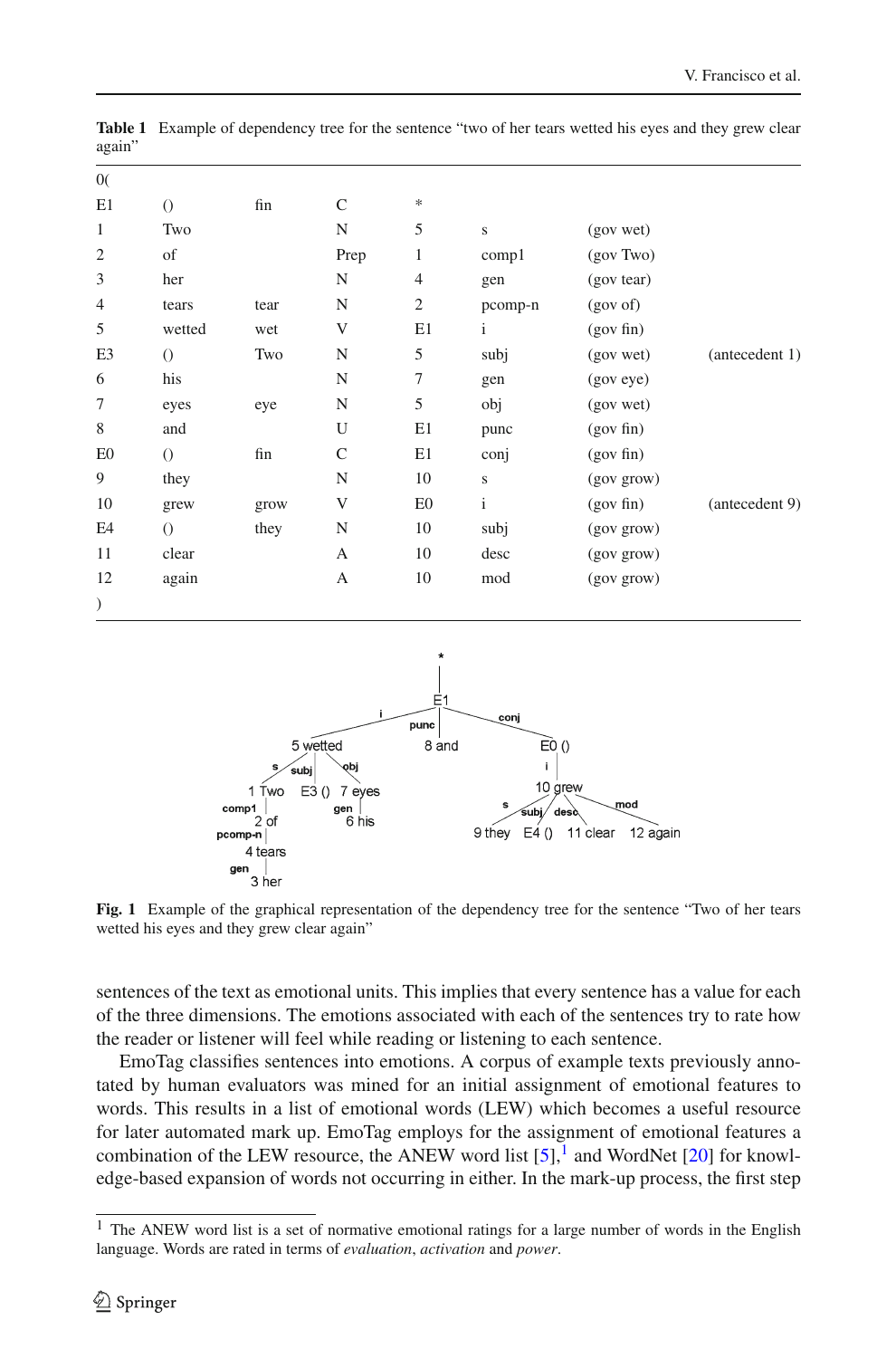**Table 1** Example of dependency tree for the sentence "two of her tears wetted his eyes and they grew clear again"

| | | | | | | | |
|---|---|---|---|---|---|---|---|
| 0( | | | | | | | |
| E1 | () | fin | C | * | | | |
| 1 | Two | | N | 5 | s | (gov wet) | |
| 2 | of | | Prep | 1 | comp1 | (gov Two) | |
| 3 | her | | N | 4 | gen | (gov tear) | |
| 4 | tears | tear | N | 2 | pcomp-n | (gov of) | |
| 5 | wetted | wet | V | E1 | i | (gov fin) | |
| E3 | () | Two | N | 5 | subj | (gov wet) | (antecedent 1) |
| 6 | his | | N | 7 | gen | (gov eye) | |
| 7 | eyes | eye | N | 5 | obj | (gov wet) | |
| 8 | and | | U | E1 | punc | (gov fin) | |
| E0 | () | fin | C | E1 | conj | (gov fin) | |
| 9 | they | | N | 10 | s | (gov grow) | |
| 10 | grew | grow | V | E0 | i | (gov fin) | (antecedent 9) |
| E4 | () | they | N | 10 | subj | (gov grow) | |
| 11 | clear | | A | 10 | desc | (gov grow) | |
| 12 | again | | A | 10 | mod | (gov grow) | |
| ) | | | | | | | |

**Fig. 1** Example of the graphical representation of the dependency tree for the sentence "Two of her tears wetted his eyes and they grew clear again"

sentences of the text as emotional units. This implies that every sentence has a value for each of the three dimensions. The emotions associated with each of the sentences try to rate how the reader or listener will feel while reading or listening to each sentence.

EmoTag classifies sentences into emotions. A corpus of example texts previously annotated by human evaluators was mined for an initial assignment of emotional features to words. This results in a list of emotional words (LEW) which becomes a useful resource for later automated mark up. EmoTag employs for the assignment of emotional features a combination of the LEW resource, the ANEW word list [5],[1] and WordNet [20] for knowledge-based expansion of words not occurring in either. In the mark-up process, the first step

[1] The ANEW word list is a set of normative emotional ratings for a large number of words in the English language. Words are rated in terms of *evaluation*, *activation* and *power*.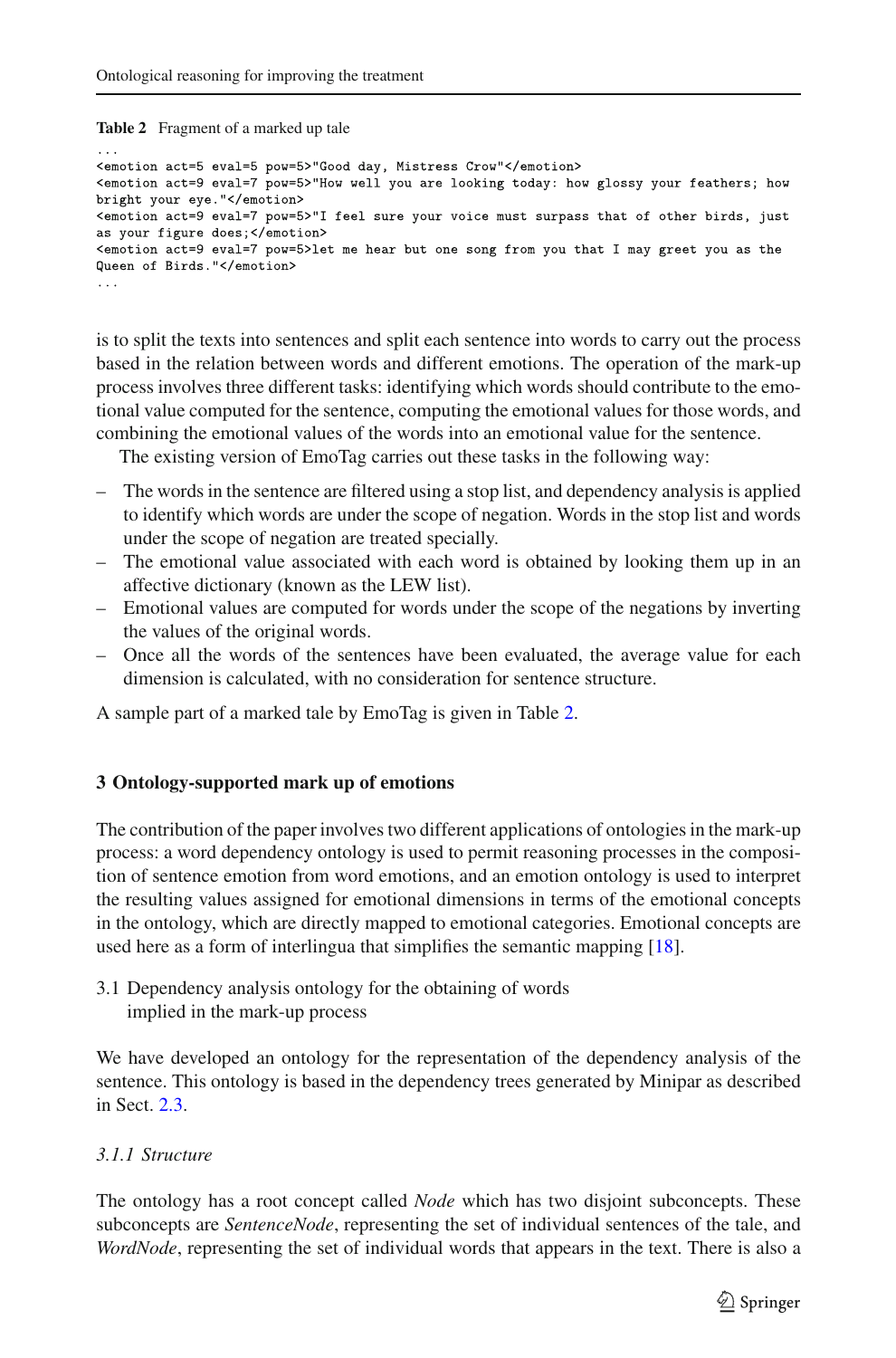**Table 2** Fragment of a marked up tale

```
...
<emotion act=5 eval=5 pow=5>"Good day, Mistress Crow"</emotion>
<emotion act=9 eval=7 pow=5>"How well you are looking today: how glossy your feathers; how
bright your eye."</emotion>
<emotion act=9 eval=7 pow=5>"I feel sure your voice must surpass that of other birds, just
as your figure does;</emotion>
<emotion act=9 eval=7 pow=5>let me hear but one song from you that I may greet you as the
Queen of Birds."</emotion>
...
```

is to split the texts into sentences and split each sentence into words to carry out the process based in the relation between words and different emotions. The operation of the mark-up process involves three different tasks: identifying which words should contribute to the emotional value computed for the sentence, computing the emotional values for those words, and combining the emotional values of the words into an emotional value for the sentence.

The existing version of EmoTag carries out these tasks in the following way:

- The words in the sentence are filtered using a stop list, and dependency analysis is applied to identify which words are under the scope of negation. Words in the stop list and words under the scope of negation are treated specially.
- The emotional value associated with each word is obtained by looking them up in an affective dictionary (known as the LEW list).
- Emotional values are computed for words under the scope of the negations by inverting the values of the original words.
- Once all the words of the sentences have been evaluated, the average value for each dimension is calculated, with no consideration for sentence structure.

A sample part of a marked tale by EmoTag is given in Table 2.

## 3 Ontology-supported mark up of emotions

The contribution of the paper involves two different applications of ontologies in the mark-up process: a word dependency ontology is used to permit reasoning processes in the composition of sentence emotion from word emotions, and an emotion ontology is used to interpret the resulting values assigned for emotional dimensions in terms of the emotional concepts in the ontology, which are directly mapped to emotional categories. Emotional concepts are used here as a form of interlingua that simplifies the semantic mapping [18].

### 3.1 Dependency analysis ontology for the obtaining of words implied in the mark-up process

We have developed an ontology for the representation of the dependency analysis of the sentence. This ontology is based in the dependency trees generated by Minipar as described in Sect. 2.3.

#### *3.1.1 Structure*

The ontology has a root concept called *Node* which has two disjoint subconcepts. These subconcepts are *SentenceNode*, representing the set of individual sentences of the tale, and *WordNode*, representing the set of individual words that appears in the text. There is also a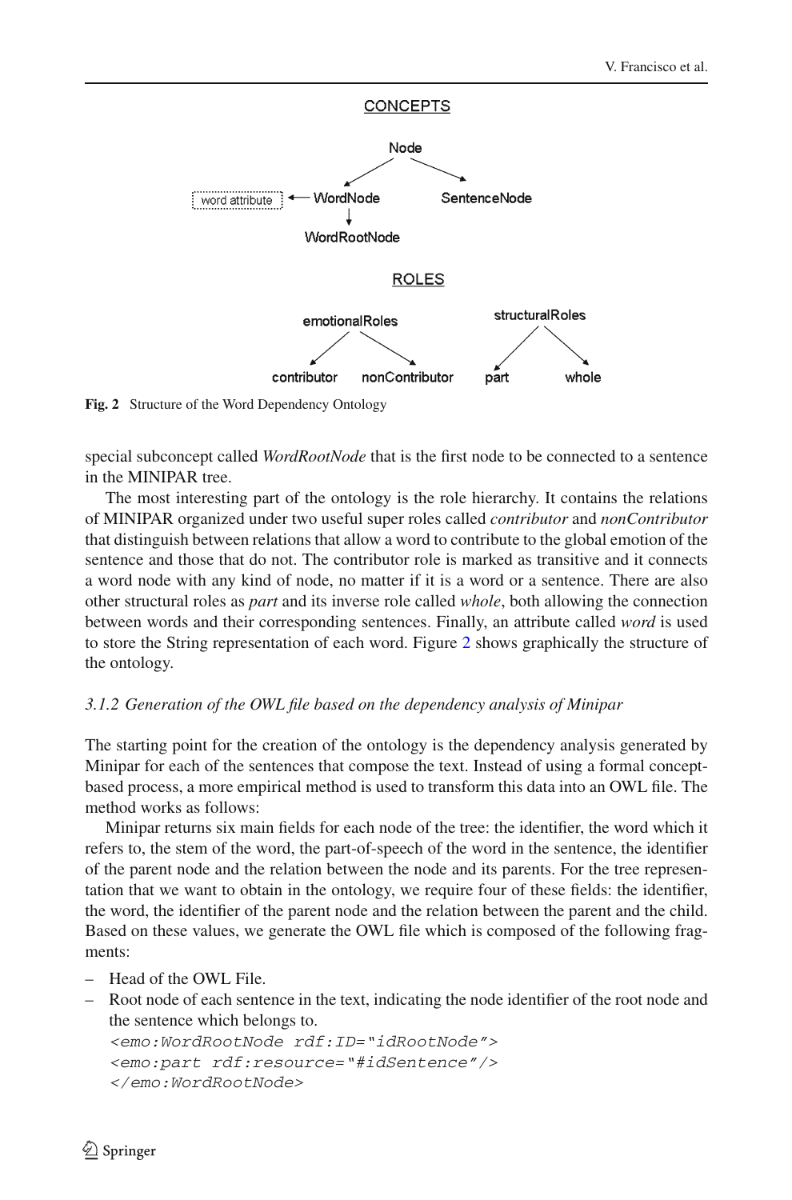CONCEPTS

Node → WordNode, SentenceNode

word attribute ← WordNode → WordRootNode

ROLES

emotionalRoles → contributor, nonContributor

structuralRoles → part, whole

**Fig. 2** Structure of the Word Dependency Ontology

special subconcept called *WordRootNode* that is the first node to be connected to a sentence in the MINIPAR tree.

The most interesting part of the ontology is the role hierarchy. It contains the relations of MINIPAR organized under two useful super roles called *contributor* and *nonContributor* that distinguish between relations that allow a word to contribute to the global emotion of the sentence and those that do not. The contributor role is marked as transitive and it connects a word node with any kind of node, no matter if it is a word or a sentence. There are also other structural roles as *part* and its inverse role called *whole*, both allowing the connection between words and their corresponding sentences. Finally, an attribute called *word* is used to store the String representation of each word. Figure 2 shows graphically the structure of the ontology.

### *3.1.2 Generation of the OWL file based on the dependency analysis of Minipar*

The starting point for the creation of the ontology is the dependency analysis generated by Minipar for each of the sentences that compose the text. Instead of using a formal concept-based process, a more empirical method is used to transform this data into an OWL file. The method works as follows:

Minipar returns six main fields for each node of the tree: the identifier, the word which it refers to, the stem of the word, the part-of-speech of the word in the sentence, the identifier of the parent node and the relation between the node and its parents. For the tree representation that we want to obtain in the ontology, we require four of these fields: the identifier, the word, the identifier of the parent node and the relation between the parent and the child. Based on these values, we generate the OWL file which is composed of the following fragments:

- Head of the OWL File.
- Root node of each sentence in the text, indicating the node identifier of the root node and the sentence which belongs to.

```
<emo:WordRootNode rdf:ID="idRootNode">
<emo:part rdf:resource="#idSentence"/>
</emo:WordRootNode>
```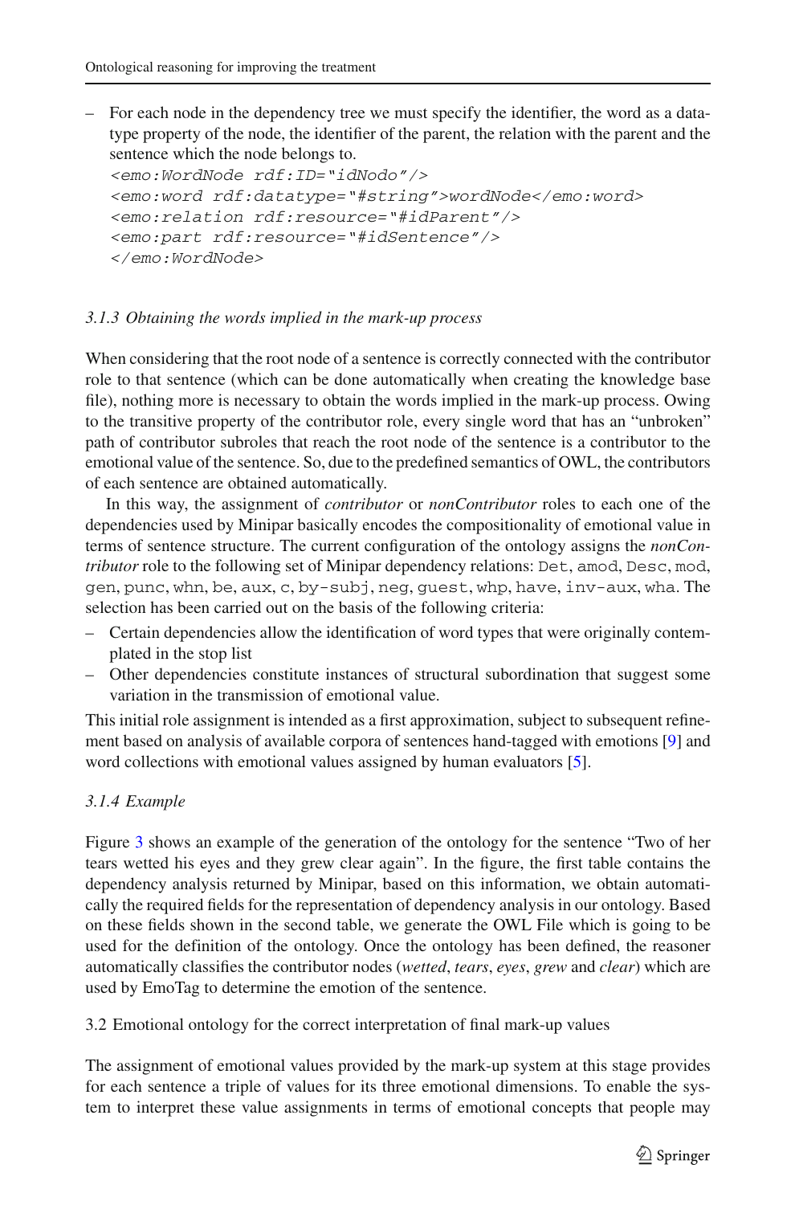– For each node in the dependency tree we must specify the identifier, the word as a datatype property of the node, the identifier of the parent, the relation with the parent and the sentence which the node belongs to.

```
<emo:WordNode rdf:ID="idNodo"/>
<emo:word rdf:datatype="#string">wordNode</emo:word>
<emo:relation rdf:resource="#idParent"/>
<emo:part rdf:resource="#idSentence"/>
</emo:WordNode>
```

#### *3.1.3 Obtaining the words implied in the mark-up process*

When considering that the root node of a sentence is correctly connected with the contributor role to that sentence (which can be done automatically when creating the knowledge base file), nothing more is necessary to obtain the words implied in the mark-up process. Owing to the transitive property of the contributor role, every single word that has an "unbroken" path of contributor subroles that reach the root node of the sentence is a contributor to the emotional value of the sentence. So, due to the predefined semantics of OWL, the contributors of each sentence are obtained automatically.

In this way, the assignment of *contributor* or *nonContributor* roles to each one of the dependencies used by Minipar basically encodes the compositionality of emotional value in terms of sentence structure. The current configuration of the ontology assigns the *nonContributor* role to the following set of Minipar dependency relations: `Det`, `amod`, `Desc`, `mod`, `gen`, `punc`, `whn`, `be`, `aux`, `c`, `by-subj`, `neg`, `guest`, `whp`, `have`, `inv-aux`, `wha`. The selection has been carried out on the basis of the following criteria:

– Certain dependencies allow the identification of word types that were originally contemplated in the stop list
– Other dependencies constitute instances of structural subordination that suggest some variation in the transmission of emotional value.

This initial role assignment is intended as a first approximation, subject to subsequent refinement based on analysis of available corpora of sentences hand-tagged with emotions [9] and word collections with emotional values assigned by human evaluators [5].

#### *3.1.4 Example*

Figure 3 shows an example of the generation of the ontology for the sentence "Two of her tears wetted his eyes and they grew clear again". In the figure, the first table contains the dependency analysis returned by Minipar, based on this information, we obtain automatically the required fields for the representation of dependency analysis in our ontology. Based on these fields shown in the second table, we generate the OWL File which is going to be used for the definition of the ontology. Once the ontology has been defined, the reasoner automatically classifies the contributor nodes (*wetted*, *tears*, *eyes*, *grew* and *clear*) which are used by EmoTag to determine the emotion of the sentence.

### 3.2 Emotional ontology for the correct interpretation of final mark-up values

The assignment of emotional values provided by the mark-up system at this stage provides for each sentence a triple of values for its three emotional dimensions. To enable the system to interpret these value assignments in terms of emotional concepts that people may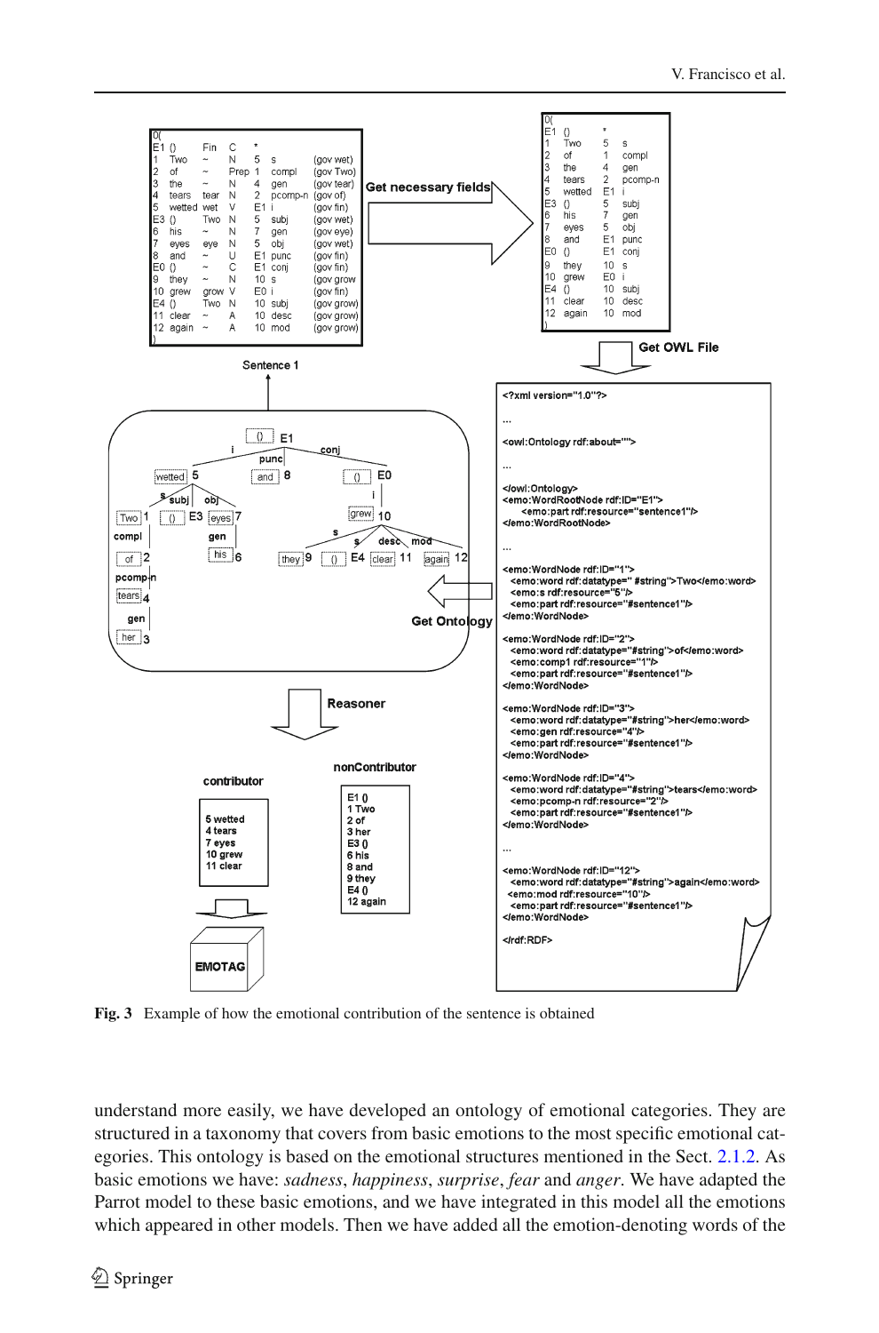Fig. 3 Example of how the emotional contribution of the sentence is obtained

understand more easily, we have developed an ontology of emotional categories. They are structured in a taxonomy that covers from basic emotions to the most specific emotional categories. This ontology is based on the emotional structures mentioned in the Sect. 2.1.2. As basic emotions we have: *sadness*, *happiness*, *surprise*, *fear* and *anger*. We have adapted the Parrot model to these basic emotions, and we have integrated in this model all the emotions which appeared in other models. Then we have added all the emotion-denoting words of the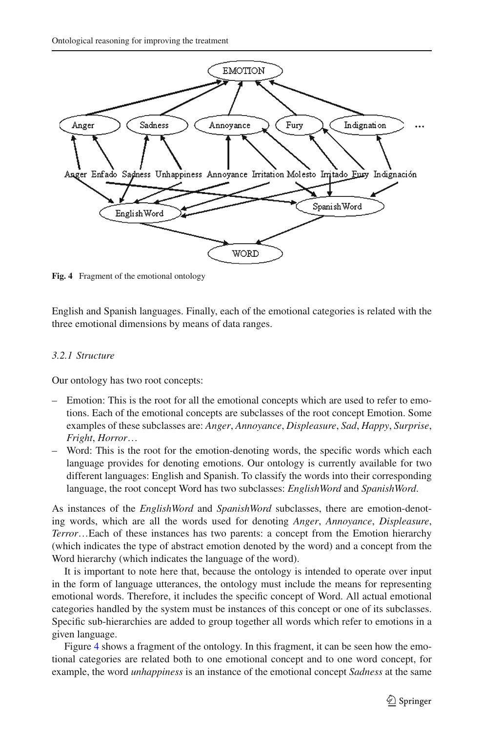EMOTION

Anger Sadness Annoyance Fury Indignation ...

Anger Enfado Sadness Unhappiness Annoyance Irritation Molesto Irritado Fury Indignación

EnglishWord SpanishWord

WORD

**Fig. 4** Fragment of the emotional ontology

English and Spanish languages. Finally, each of the emotional categories is related with the three emotional dimensions by means of data ranges.

### *3.2.1 Structure*

Our ontology has two root concepts:

- Emotion: This is the root for all the emotional concepts which are used to refer to emotions. Each of the emotional concepts are subclasses of the root concept Emotion. Some examples of these subclasses are: *Anger*, *Annoyance*, *Displeasure*, *Sad*, *Happy*, *Surprise*, *Fright*, *Horror*…
- Word: This is the root for the emotion-denoting words, the specific words which each language provides for denoting emotions. Our ontology is currently available for two different languages: English and Spanish. To classify the words into their corresponding language, the root concept Word has two subclasses: *EnglishWord* and *SpanishWord*.

As instances of the *EnglishWord* and *SpanishWord* subclasses, there are emotion-denoting words, which are all the words used for denoting *Anger*, *Annoyance*, *Displeasure*, *Terror*…Each of these instances has two parents: a concept from the Emotion hierarchy (which indicates the type of abstract emotion denoted by the word) and a concept from the Word hierarchy (which indicates the language of the word).

It is important to note here that, because the ontology is intended to operate over input in the form of language utterances, the ontology must include the means for representing emotional words. Therefore, it includes the specific concept of Word. All actual emotional categories handled by the system must be instances of this concept or one of its subclasses. Specific sub-hierarchies are added to group together all words which refer to emotions in a given language.

Figure 4 shows a fragment of the ontology. In this fragment, it can be seen how the emotional categories are related both to one emotional concept and to one word concept, for example, the word *unhappiness* is an instance of the emotional concept *Sadness* at the same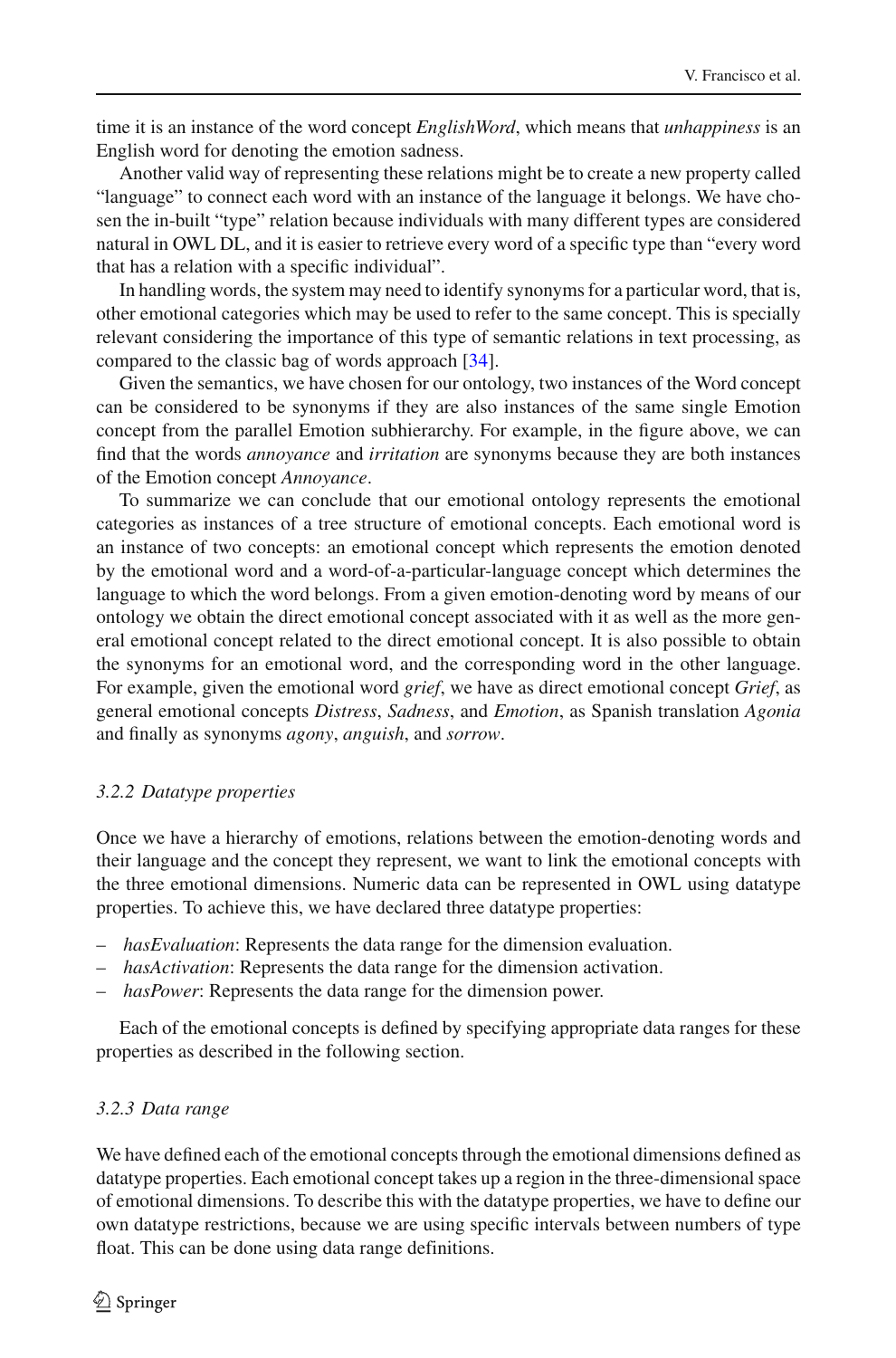time it is an instance of the word concept *EnglishWord*, which means that *unhappiness* is an English word for denoting the emotion sadness.

Another valid way of representing these relations might be to create a new property called "language" to connect each word with an instance of the language it belongs. We have chosen the in-built "type" relation because individuals with many different types are considered natural in OWL DL, and it is easier to retrieve every word of a specific type than "every word that has a relation with a specific individual".

In handling words, the system may need to identify synonyms for a particular word, that is, other emotional categories which may be used to refer to the same concept. This is specially relevant considering the importance of this type of semantic relations in text processing, as compared to the classic bag of words approach [34].

Given the semantics, we have chosen for our ontology, two instances of the Word concept can be considered to be synonyms if they are also instances of the same single Emotion concept from the parallel Emotion subhierarchy. For example, in the figure above, we can find that the words *annoyance* and *irritation* are synonyms because they are both instances of the Emotion concept *Annoyance*.

To summarize we can conclude that our emotional ontology represents the emotional categories as instances of a tree structure of emotional concepts. Each emotional word is an instance of two concepts: an emotional concept which represents the emotion denoted by the emotional word and a word-of-a-particular-language concept which determines the language to which the word belongs. From a given emotion-denoting word by means of our ontology we obtain the direct emotional concept associated with it as well as the more general emotional concept related to the direct emotional concept. It is also possible to obtain the synonyms for an emotional word, and the corresponding word in the other language. For example, given the emotional word *grief*, we have as direct emotional concept *Grief*, as general emotional concepts *Distress*, *Sadness*, and *Emotion*, as Spanish translation *Agonia* and finally as synonyms *agony*, *anguish*, and *sorrow*.

### *3.2.2 Datatype properties*

Once we have a hierarchy of emotions, relations between the emotion-denoting words and their language and the concept they represent, we want to link the emotional concepts with the three emotional dimensions. Numeric data can be represented in OWL using datatype properties. To achieve this, we have declared three datatype properties:

- *hasEvaluation*: Represents the data range for the dimension evaluation.
- *hasActivation*: Represents the data range for the dimension activation.
- *hasPower*: Represents the data range for the dimension power.

Each of the emotional concepts is defined by specifying appropriate data ranges for these properties as described in the following section.

### *3.2.3 Data range*

We have defined each of the emotional concepts through the emotional dimensions defined as datatype properties. Each emotional concept takes up a region in the three-dimensional space of emotional dimensions. To describe this with the datatype properties, we have to define our own datatype restrictions, because we are using specific intervals between numbers of type float. This can be done using data range definitions.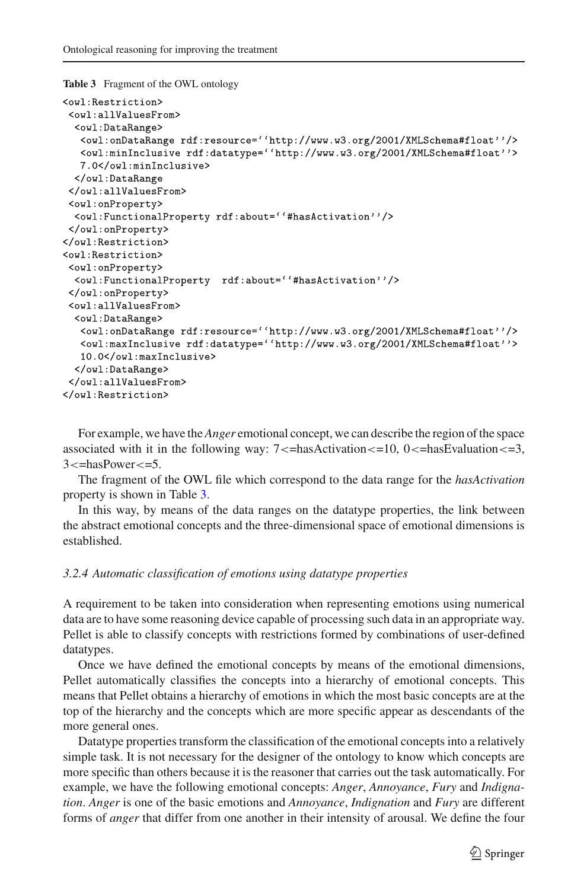**Table 3** Fragment of the OWL ontology

```
<owl:Restriction>
 <owl:allValuesFrom>
  <owl:DataRange>
   <owl:onDataRange rdf:resource=''http://www.w3.org/2001/XMLSchema#float''/>
   <owl:minInclusive rdf:datatype=''http://www.w3.org/2001/XMLSchema#float''>
   7.0</owl:minInclusive>
  </owl:DataRange
 </owl:allValuesFrom>
 <owl:onProperty>
  <owl:FunctionalProperty rdf:about=''#hasActivation''/>
 </owl:onProperty>
</owl:Restriction>
<owl:Restriction>
 <owl:onProperty>
  <owl:FunctionalProperty  rdf:about=''#hasActivation''/>
 </owl:onProperty>
 <owl:allValuesFrom>
  <owl:DataRange>
   <owl:onDataRange rdf:resource=''http://www.w3.org/2001/XMLSchema#float''/>
   <owl:maxInclusive rdf:datatype=''http://www.w3.org/2001/XMLSchema#float''>
   10.0</owl:maxInclusive>
  </owl:DataRange>
 </owl:allValuesFrom>
</owl:Restriction>
```

For example, we have the *Anger* emotional concept, we can describe the region of the space associated with it in the following way: 7<=hasActivation<=10, 0<=hasEvaluation<=3, 3<=hasPower<=5.

The fragment of the OWL file which correspond to the data range for the *hasActivation* property is shown in Table 3.

In this way, by means of the data ranges on the datatype properties, the link between the abstract emotional concepts and the three-dimensional space of emotional dimensions is established.

### *3.2.4 Automatic classification of emotions using datatype properties*

A requirement to be taken into consideration when representing emotions using numerical data are to have some reasoning device capable of processing such data in an appropriate way. Pellet is able to classify concepts with restrictions formed by combinations of user-defined datatypes.

Once we have defined the emotional concepts by means of the emotional dimensions, Pellet automatically classifies the concepts into a hierarchy of emotional concepts. This means that Pellet obtains a hierarchy of emotions in which the most basic concepts are at the top of the hierarchy and the concepts which are more specific appear as descendants of the more general ones.

Datatype properties transform the classification of the emotional concepts into a relatively simple task. It is not necessary for the designer of the ontology to know which concepts are more specific than others because it is the reasoner that carries out the task automatically. For example, we have the following emotional concepts: *Anger*, *Annoyance*, *Fury* and *Indignation*. *Anger* is one of the basic emotions and *Annoyance*, *Indignation* and *Fury* are different forms of *anger* that differ from one another in their intensity of arousal. We define the four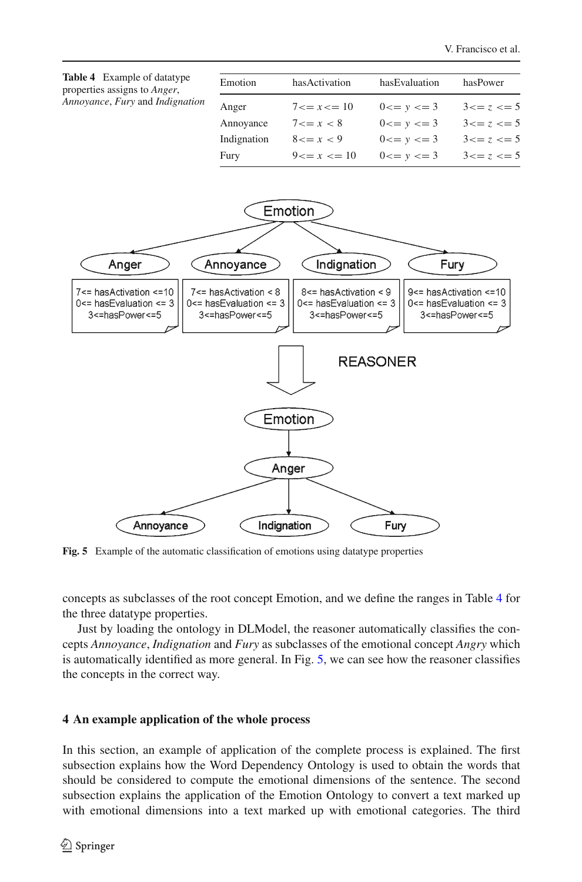**Table 4** Example of datatype properties assigns to *Anger*, *Annoyance*, *Fury* and *Indignation*

| Emotion | hasActivation | hasEvaluation | hasPower |
|---|---|---|---|
| Anger | $7 <= x <= 10$ | $0 <= y <= 3$ | $3 <= z <= 5$ |
| Annoyance | $7 <= x < 8$ | $0 <= y <= 3$ | $3 <= z <= 5$ |
| Indignation | $8 <= x < 9$ | $0 <= y <= 3$ | $3 <= z <= 5$ |
| Fury | $9 <= x <= 10$ | $0 <= y <= 3$ | $3 <= z <= 5$ |

**Fig. 5** Example of the automatic classification of emotions using datatype properties

concepts as subclasses of the root concept Emotion, and we define the ranges in Table 4 for the three datatype properties.

Just by loading the ontology in DLModel, the reasoner automatically classifies the concepts *Annoyance*, *Indignation* and *Fury* as subclasses of the emotional concept *Angry* which is automatically identified as more general. In Fig. 5, we can see how the reasoner classifies the concepts in the correct way.

## 4 An example application of the whole process

In this section, an example of application of the complete process is explained. The first subsection explains how the Word Dependency Ontology is used to obtain the words that should be considered to compute the emotional dimensions of the sentence. The second subsection explains the application of the Emotion Ontology to convert a text marked up with emotional dimensions into a text marked up with emotional categories. The third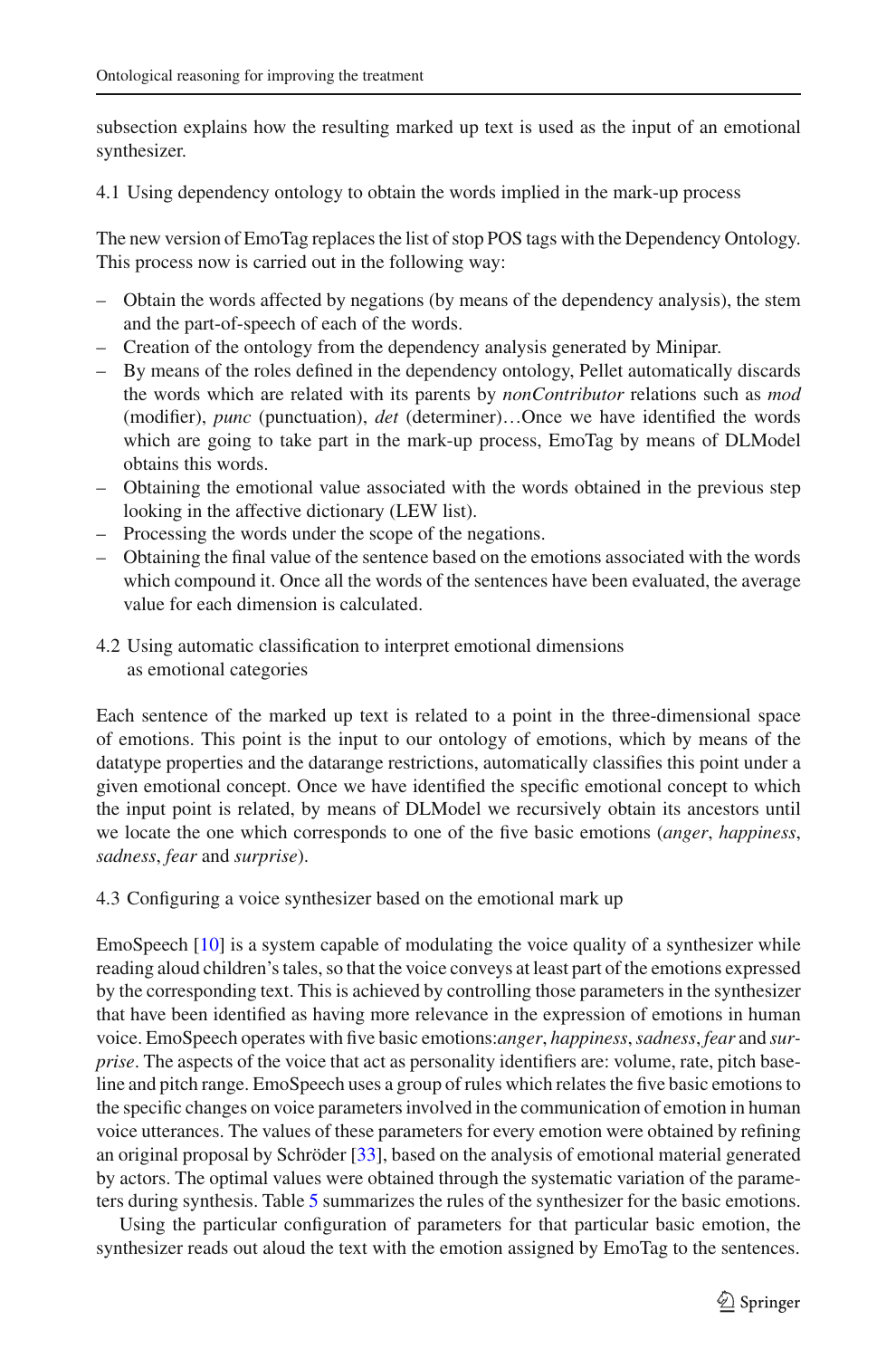subsection explains how the resulting marked up text is used as the input of an emotional synthesizer.

### 4.1 Using dependency ontology to obtain the words implied in the mark-up process

The new version of EmoTag replaces the list of stop POS tags with the Dependency Ontology. This process now is carried out in the following way:

- Obtain the words affected by negations (by means of the dependency analysis), the stem and the part-of-speech of each of the words.
- Creation of the ontology from the dependency analysis generated by Minipar.
- By means of the roles defined in the dependency ontology, Pellet automatically discards the words which are related with its parents by *nonContributor* relations such as *mod* (modifier), *punc* (punctuation), *det* (determiner)…Once we have identified the words which are going to take part in the mark-up process, EmoTag by means of DLModel obtains this words.
- Obtaining the emotional value associated with the words obtained in the previous step looking in the affective dictionary (LEW list).
- Processing the words under the scope of the negations.
- Obtaining the final value of the sentence based on the emotions associated with the words which compound it. Once all the words of the sentences have been evaluated, the average value for each dimension is calculated.

### 4.2 Using automatic classification to interpret emotional dimensions as emotional categories

Each sentence of the marked up text is related to a point in the three-dimensional space of emotions. This point is the input to our ontology of emotions, which by means of the datatype properties and the datarange restrictions, automatically classifies this point under a given emotional concept. Once we have identified the specific emotional concept to which the input point is related, by means of DLModel we recursively obtain its ancestors until we locate the one which corresponds to one of the five basic emotions (*anger*, *happiness*, *sadness*, *fear* and *surprise*).

### 4.3 Configuring a voice synthesizer based on the emotional mark up

EmoSpeech [10] is a system capable of modulating the voice quality of a synthesizer while reading aloud children's tales, so that the voice conveys at least part of the emotions expressed by the corresponding text. This is achieved by controlling those parameters in the synthesizer that have been identified as having more relevance in the expression of emotions in human voice. EmoSpeech operates with five basic emotions:*anger*, *happiness*, *sadness*, *fear* and *surprise*. The aspects of the voice that act as personality identifiers are: volume, rate, pitch baseline and pitch range. EmoSpeech uses a group of rules which relates the five basic emotions to the specific changes on voice parameters involved in the communication of emotion in human voice utterances. The values of these parameters for every emotion were obtained by refining an original proposal by Schröder [33], based on the analysis of emotional material generated by actors. The optimal values were obtained through the systematic variation of the parameters during synthesis. Table 5 summarizes the rules of the synthesizer for the basic emotions.

Using the particular configuration of parameters for that particular basic emotion, the synthesizer reads out aloud the text with the emotion assigned by EmoTag to the sentences.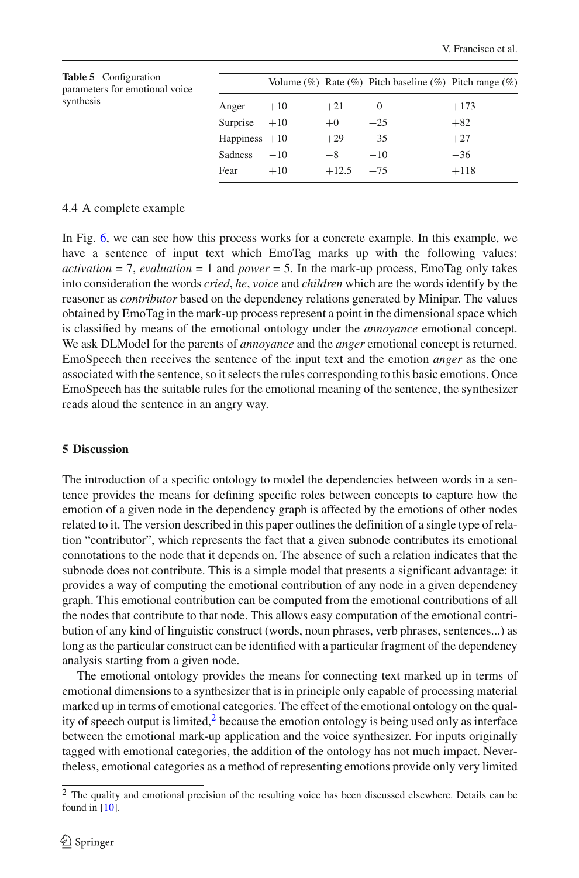**Table 5** Configuration parameters for emotional voice synthesis

| | Volume (%) | Rate (%) | Pitch baseline (%) | Pitch range (%) |
|---|---|---|---|---|
| Anger | +10 | +21 | +0 | +173 |
| Surprise | +10 | +0 | +25 | +82 |
| Happiness | +10 | +29 | +35 | +27 |
| Sadness | −10 | −8 | −10 | −36 |
| Fear | +10 | +12.5 | +75 | +118 |

### 4.4 A complete example

In Fig. 6, we can see how this process works for a concrete example. In this example, we have a sentence of input text which EmoTag marks up with the following values: *activation* = 7, *evaluation* = 1 and *power* = 5. In the mark-up process, EmoTag only takes into consideration the words *cried*, *he*, *voice* and *children* which are the words identify by the reasoner as *contributor* based on the dependency relations generated by Minipar. The values obtained by EmoTag in the mark-up process represent a point in the dimensional space which is classified by means of the emotional ontology under the *annoyance* emotional concept. We ask DLModel for the parents of *annoyance* and the *anger* emotional concept is returned. EmoSpeech then receives the sentence of the input text and the emotion *anger* as the one associated with the sentence, so it selects the rules corresponding to this basic emotions. Once EmoSpeech has the suitable rules for the emotional meaning of the sentence, the synthesizer reads aloud the sentence in an angry way.

## 5 Discussion

The introduction of a specific ontology to model the dependencies between words in a sentence provides the means for defining specific roles between concepts to capture how the emotion of a given node in the dependency graph is affected by the emotions of other nodes related to it. The version described in this paper outlines the definition of a single type of relation "contributor", which represents the fact that a given subnode contributes its emotional connotations to the node that it depends on. The absence of such a relation indicates that the subnode does not contribute. This is a simple model that presents a significant advantage: it provides a way of computing the emotional contribution of any node in a given dependency graph. This emotional contribution can be computed from the emotional contributions of all the nodes that contribute to that node. This allows easy computation of the emotional contribution of any kind of linguistic construct (words, noun phrases, verb phrases, sentences...) as long as the particular construct can be identified with a particular fragment of the dependency analysis starting from a given node.

The emotional ontology provides the means for connecting text marked up in terms of emotional dimensions to a synthesizer that is in principle only capable of processing material marked up in terms of emotional categories. The effect of the emotional ontology on the quality of speech output is limited,[2] because the emotion ontology is being used only as interface between the emotional mark-up application and the voice synthesizer. For inputs originally tagged with emotional categories, the addition of the ontology has not much impact. Nevertheless, emotional categories as a method of representing emotions provide only very limited

[2] The quality and emotional precision of the resulting voice has been discussed elsewhere. Details can be found in [10].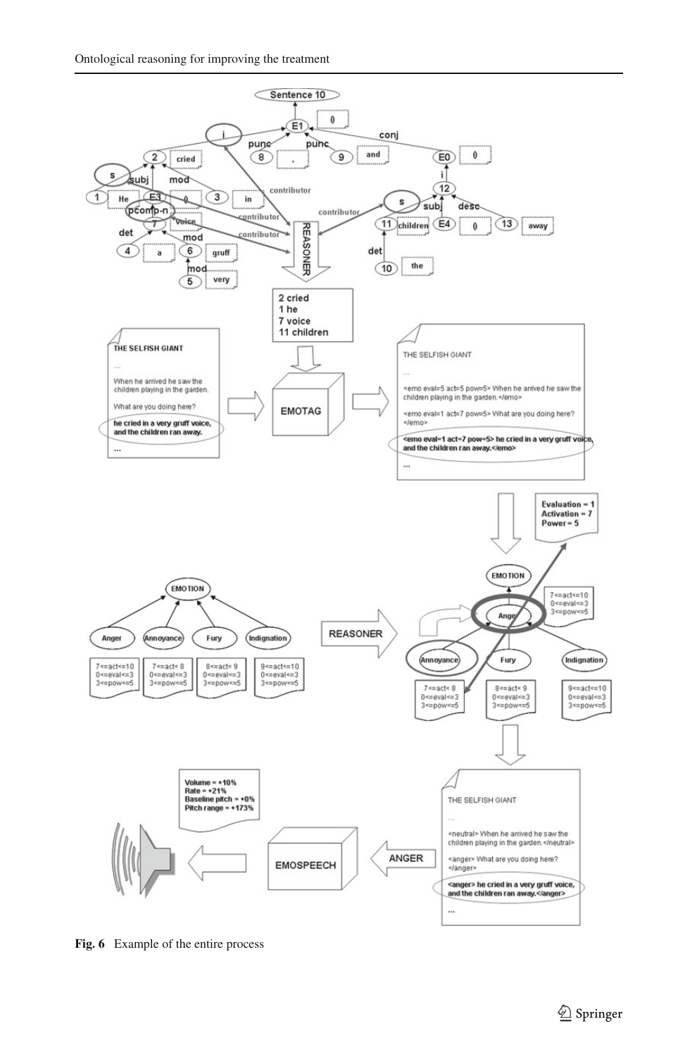Fig. 6 Example of the entire process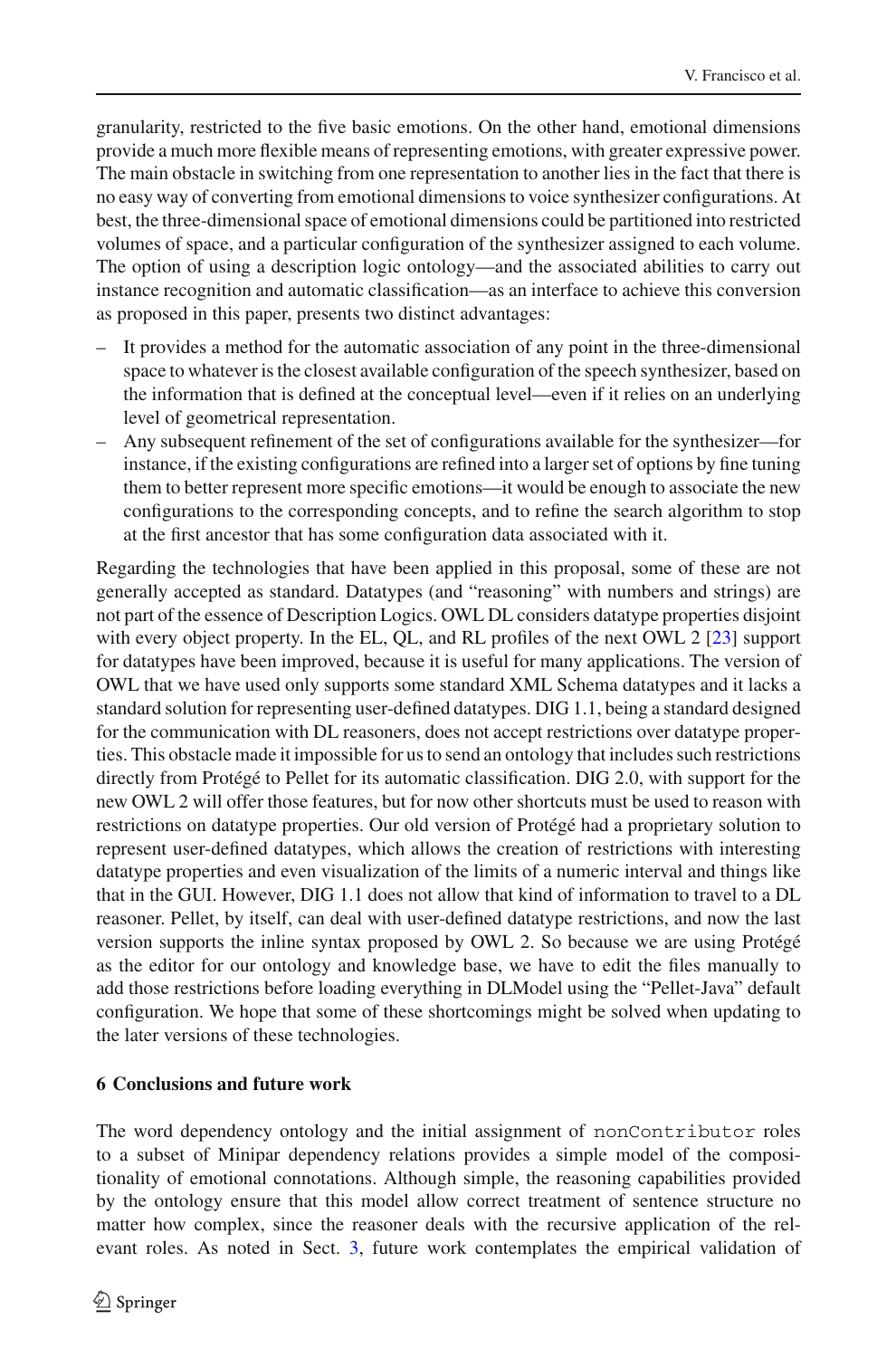granularity, restricted to the five basic emotions. On the other hand, emotional dimensions provide a much more flexible means of representing emotions, with greater expressive power. The main obstacle in switching from one representation to another lies in the fact that there is no easy way of converting from emotional dimensions to voice synthesizer configurations. At best, the three-dimensional space of emotional dimensions could be partitioned into restricted volumes of space, and a particular configuration of the synthesizer assigned to each volume. The option of using a description logic ontology—and the associated abilities to carry out instance recognition and automatic classification—as an interface to achieve this conversion as proposed in this paper, presents two distinct advantages:

– It provides a method for the automatic association of any point in the three-dimensional space to whatever is the closest available configuration of the speech synthesizer, based on the information that is defined at the conceptual level—even if it relies on an underlying level of geometrical representation.
– Any subsequent refinement of the set of configurations available for the synthesizer—for instance, if the existing configurations are refined into a larger set of options by fine tuning them to better represent more specific emotions—it would be enough to associate the new configurations to the corresponding concepts, and to refine the search algorithm to stop at the first ancestor that has some configuration data associated with it.

Regarding the technologies that have been applied in this proposal, some of these are not generally accepted as standard. Datatypes (and "reasoning" with numbers and strings) are not part of the essence of Description Logics. OWL DL considers datatype properties disjoint with every object property. In the EL, QL, and RL profiles of the next OWL 2 [23] support for datatypes have been improved, because it is useful for many applications. The version of OWL that we have used only supports some standard XML Schema datatypes and it lacks a standard solution for representing user-defined datatypes. DIG 1.1, being a standard designed for the communication with DL reasoners, does not accept restrictions over datatype properties. This obstacle made it impossible for us to send an ontology that includes such restrictions directly from Protégé to Pellet for its automatic classification. DIG 2.0, with support for the new OWL 2 will offer those features, but for now other shortcuts must be used to reason with restrictions on datatype properties. Our old version of Protégé had a proprietary solution to represent user-defined datatypes, which allows the creation of restrictions with interesting datatype properties and even visualization of the limits of a numeric interval and things like that in the GUI. However, DIG 1.1 does not allow that kind of information to travel to a DL reasoner. Pellet, by itself, can deal with user-defined datatype restrictions, and now the last version supports the inline syntax proposed by OWL 2. So because we are using Protégé as the editor for our ontology and knowledge base, we have to edit the files manually to add those restrictions before loading everything in DLModel using the "Pellet-Java" default configuration. We hope that some of these shortcomings might be solved when updating to the later versions of these technologies.

## 6 Conclusions and future work

The word dependency ontology and the initial assignment of `nonContributor` roles to a subset of Minipar dependency relations provides a simple model of the compositionality of emotional connotations. Although simple, the reasoning capabilities provided by the ontology ensure that this model allow correct treatment of sentence structure no matter how complex, since the reasoner deals with the recursive application of the relevant roles. As noted in Sect. 3, future work contemplates the empirical validation of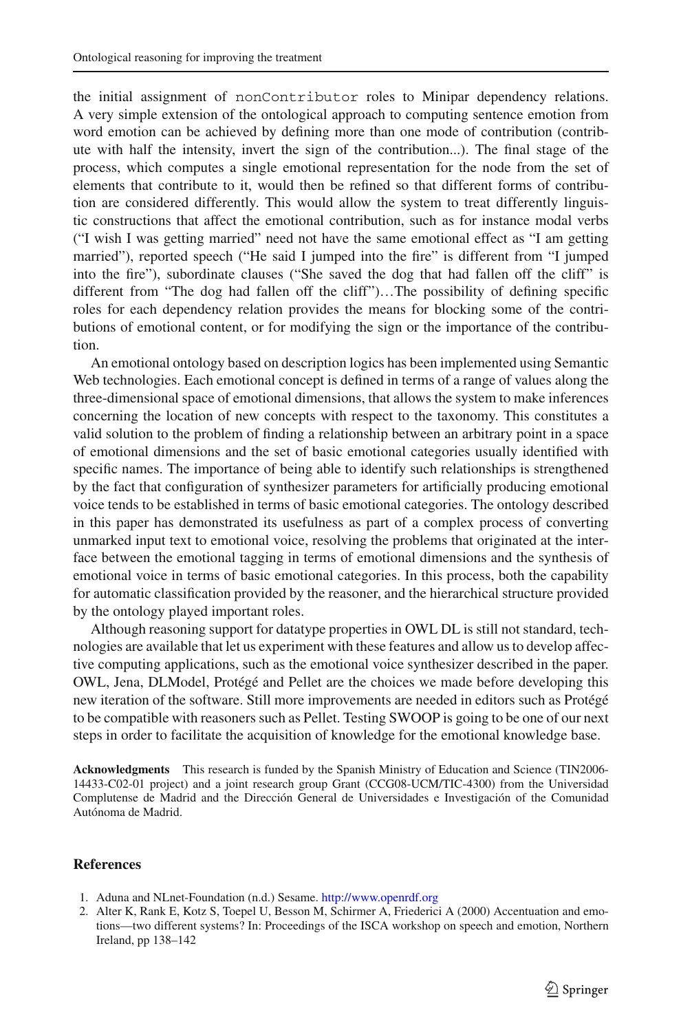the initial assignment of `nonContributor` roles to Minipar dependency relations. A very simple extension of the ontological approach to computing sentence emotion from word emotion can be achieved by defining more than one mode of contribution (contribute with half the intensity, invert the sign of the contribution...). The final stage of the process, which computes a single emotional representation for the node from the set of elements that contribute to it, would then be refined so that different forms of contribution are considered differently. This would allow the system to treat differently linguistic constructions that affect the emotional contribution, such as for instance modal verbs ("I wish I was getting married" need not have the same emotional effect as "I am getting married"), reported speech ("He said I jumped into the fire" is different from "I jumped into the fire"), subordinate clauses ("She saved the dog that had fallen off the cliff" is different from "The dog had fallen off the cliff")…The possibility of defining specific roles for each dependency relation provides the means for blocking some of the contributions of emotional content, or for modifying the sign or the importance of the contribution.

An emotional ontology based on description logics has been implemented using Semantic Web technologies. Each emotional concept is defined in terms of a range of values along the three-dimensional space of emotional dimensions, that allows the system to make inferences concerning the location of new concepts with respect to the taxonomy. This constitutes a valid solution to the problem of finding a relationship between an arbitrary point in a space of emotional dimensions and the set of basic emotional categories usually identified with specific names. The importance of being able to identify such relationships is strengthened by the fact that configuration of synthesizer parameters for artificially producing emotional voice tends to be established in terms of basic emotional categories. The ontology described in this paper has demonstrated its usefulness as part of a complex process of converting unmarked input text to emotional voice, resolving the problems that originated at the interface between the emotional tagging in terms of emotional dimensions and the synthesis of emotional voice in terms of basic emotional categories. In this process, both the capability for automatic classification provided by the reasoner, and the hierarchical structure provided by the ontology played important roles.

Although reasoning support for datatype properties in OWL DL is still not standard, technologies are available that let us experiment with these features and allow us to develop affective computing applications, such as the emotional voice synthesizer described in the paper. OWL, Jena, DLModel, Protégé and Pellet are the choices we made before developing this new iteration of the software. Still more improvements are needed in editors such as Protégé to be compatible with reasoners such as Pellet. Testing SWOOP is going to be one of our next steps in order to facilitate the acquisition of knowledge for the emotional knowledge base.

**Acknowledgments** This research is funded by the Spanish Ministry of Education and Science (TIN2006-14433-C02-01 project) and a joint research group Grant (CCG08-UCM/TIC-4300) from the Universidad Complutense de Madrid and the Dirección General de Universidades e Investigación of the Comunidad Autónoma de Madrid.

## References

1. Aduna and NLnet-Foundation (n.d.) Sesame. http://www.openrdf.org
2. Alter K, Rank E, Kotz S, Toepel U, Besson M, Schirmer A, Friederici A (2000) Accentuation and emotions—two different systems? In: Proceedings of the ISCA workshop on speech and emotion, Northern Ireland, pp 138–142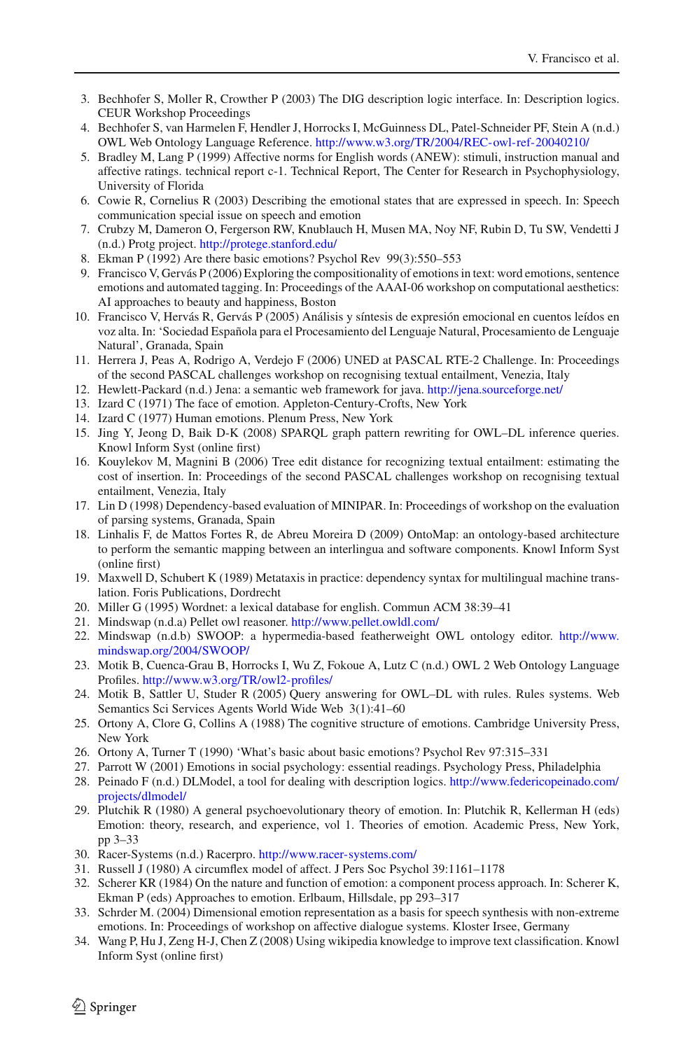3. Bechhofer S, Moller R, Crowther P (2003) The DIG description logic interface. In: Description logics. CEUR Workshop Proceedings
4. Bechhofer S, van Harmelen F, Hendler J, Horrocks I, McGuinness DL, Patel-Schneider PF, Stein A (n.d.) OWL Web Ontology Language Reference. http://www.w3.org/TR/2004/REC-owl-ref-20040210/
5. Bradley M, Lang P (1999) Affective norms for English words (ANEW): stimuli, instruction manual and affective ratings. technical report c-1. Technical Report, The Center for Research in Psychophysiology, University of Florida
6. Cowie R, Cornelius R (2003) Describing the emotional states that are expressed in speech. In: Speech communication special issue on speech and emotion
7. Crubzy M, Dameron O, Fergerson RW, Knublauch H, Musen MA, Noy NF, Rubin D, Tu SW, Vendetti J (n.d.) Protg project. http://protege.stanford.edu/
8. Ekman P (1992) Are there basic emotions? Psychol Rev 99(3):550–553
9. Francisco V, Gervás P (2006) Exploring the compositionality of emotions in text: word emotions, sentence emotions and automated tagging. In: Proceedings of the AAAI-06 workshop on computational aesthetics: AI approaches to beauty and happiness, Boston
10. Francisco V, Hervás R, Gervás P (2005) Análisis y síntesis de expresión emocional en cuentos leídos en voz alta. In: 'Sociedad Española para el Procesamiento del Lenguaje Natural, Procesamiento de Lenguaje Natural', Granada, Spain
11. Herrera J, Peas A, Rodrigo A, Verdejo F (2006) UNED at PASCAL RTE-2 Challenge. In: Proceedings of the second PASCAL challenges workshop on recognising textual entailment, Venezia, Italy
12. Hewlett-Packard (n.d.) Jena: a semantic web framework for java. http://jena.sourceforge.net/
13. Izard C (1971) The face of emotion. Appleton-Century-Crofts, New York
14. Izard C (1977) Human emotions. Plenum Press, New York
15. Jing Y, Jeong D, Baik D-K (2008) SPARQL graph pattern rewriting for OWL–DL inference queries. Knowl Inform Syst (online first)
16. Kouylekov M, Magnini B (2006) Tree edit distance for recognizing textual entailment: estimating the cost of insertion. In: Proceedings of the second PASCAL challenges workshop on recognising textual entailment, Venezia, Italy
17. Lin D (1998) Dependency-based evaluation of MINIPAR. In: Proceedings of workshop on the evaluation of parsing systems, Granada, Spain
18. Linhalis F, de Mattos Fortes R, de Abreu Moreira D (2009) OntoMap: an ontology-based architecture to perform the semantic mapping between an interlingua and software components. Knowl Inform Syst (online first)
19. Maxwell D, Schubert K (1989) Metataxis in practice: dependency syntax for multilingual machine translation. Foris Publications, Dordrecht
20. Miller G (1995) Wordnet: a lexical database for english. Commun ACM 38:39–41
21. Mindswap (n.d.a) Pellet owl reasoner. http://www.pellet.owldl.com/
22. Mindswap (n.d.b) SWOOP: a hypermedia-based featherweight OWL ontology editor. http://www.mindswap.org/2004/SWOOP/
23. Motik B, Cuenca-Grau B, Horrocks I, Wu Z, Fokoue A, Lutz C (n.d.) OWL 2 Web Ontology Language Profiles. http://www.w3.org/TR/owl2-profiles/
24. Motik B, Sattler U, Studer R (2005) Query answering for OWL–DL with rules. Rules systems. Web Semantics Sci Services Agents World Wide Web 3(1):41–60
25. Ortony A, Clore G, Collins A (1988) The cognitive structure of emotions. Cambridge University Press, New York
26. Ortony A, Turner T (1990) 'What's basic about basic emotions? Psychol Rev 97:315–331
27. Parrott W (2001) Emotions in social psychology: essential readings. Psychology Press, Philadelphia
28. Peinado F (n.d.) DLModel, a tool for dealing with description logics. http://www.federicopeinado.com/projects/dlmodel/
29. Plutchik R (1980) A general psychoevolutionary theory of emotion. In: Plutchik R, Kellerman H (eds) Emotion: theory, research, and experience, vol 1. Theories of emotion. Academic Press, New York, pp 3–33
30. Racer-Systems (n.d.) Racerpro. http://www.racer-systems.com/
31. Russell J (1980) A circumflex model of affect. J Pers Soc Psychol 39:1161–1178
32. Scherer KR (1984) On the nature and function of emotion: a component process approach. In: Scherer K, Ekman P (eds) Approaches to emotion. Erlbaum, Hillsdale, pp 293–317
33. Schrder M. (2004) Dimensional emotion representation as a basis for speech synthesis with non-extreme emotions. In: Proceedings of workshop on affective dialogue systems. Kloster Irsee, Germany
34. Wang P, Hu J, Zeng H-J, Chen Z (2008) Using wikipedia knowledge to improve text classification. Knowl Inform Syst (online first)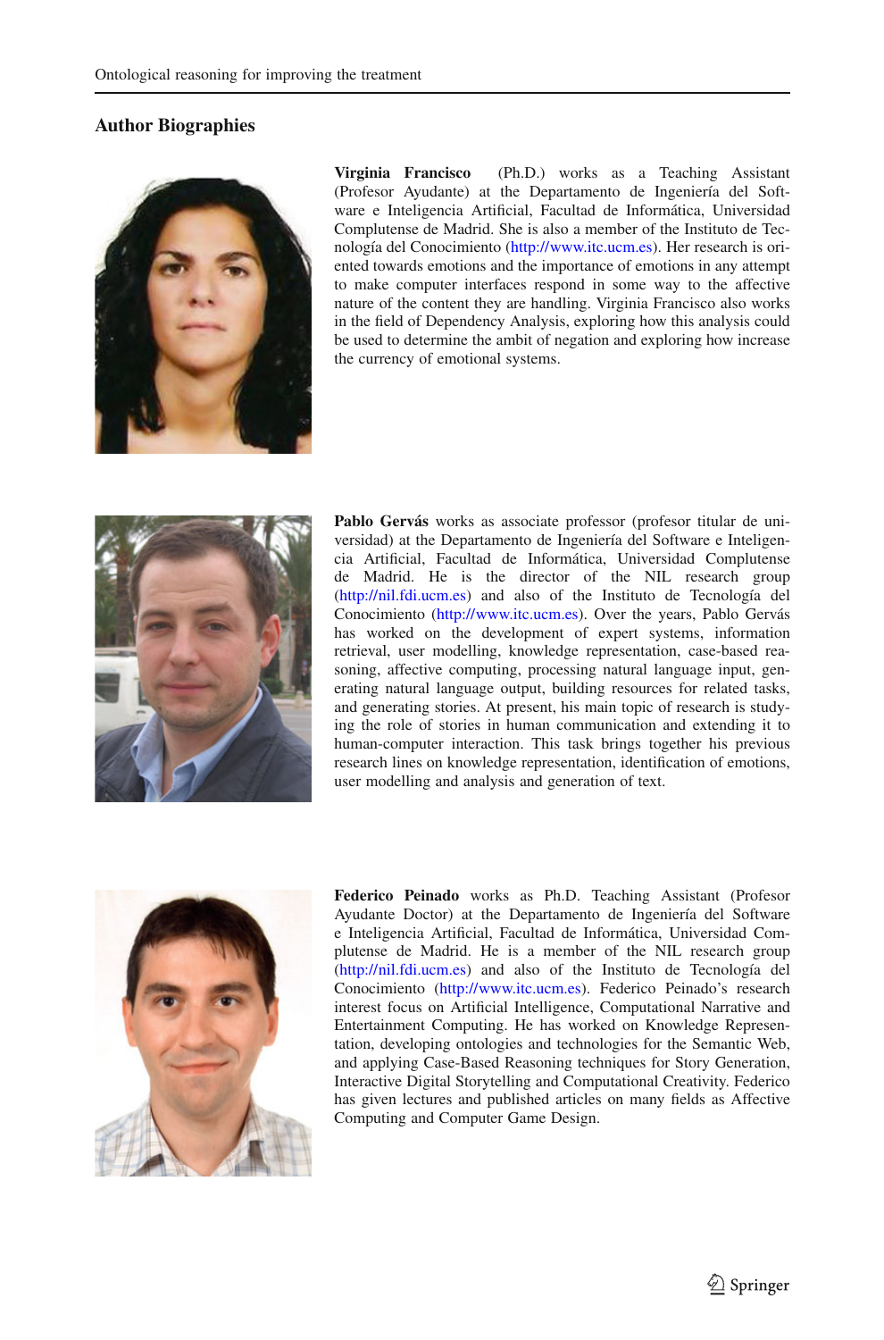## Author Biographies

**Virginia Francisco** (Ph.D.) works as a Teaching Assistant (Profesor Ayudante) at the Departamento de Ingeniería del Software e Inteligencia Artificial, Facultad de Informática, Universidad Complutense de Madrid. She is also a member of the Instituto de Tecnología del Conocimiento (http://www.itc.ucm.es). Her research is oriented towards emotions and the importance of emotions in any attempt to make computer interfaces respond in some way to the affective nature of the content they are handling. Virginia Francisco also works in the field of Dependency Analysis, exploring how this analysis could be used to determine the ambit of negation and exploring how increase the currency of emotional systems.

**Pablo Gervás** works as associate professor (profesor titular de universidad) at the Departamento de Ingeniería del Software e Inteligencia Artificial, Facultad de Informática, Universidad Complutense de Madrid. He is the director of the NIL research group (http://nil.fdi.ucm.es) and also of the Instituto de Tecnología del Conocimiento (http://www.itc.ucm.es). Over the years, Pablo Gervás has worked on the development of expert systems, information retrieval, user modelling, knowledge representation, case-based reasoning, affective computing, processing natural language input, generating natural language output, building resources for related tasks, and generating stories. At present, his main topic of research is studying the role of stories in human communication and extending it to human-computer interaction. This task brings together his previous research lines on knowledge representation, identification of emotions, user modelling and analysis and generation of text.

**Federico Peinado** works as Ph.D. Teaching Assistant (Profesor Ayudante Doctor) at the Departamento de Ingeniería del Software e Inteligencia Artificial, Facultad de Informática, Universidad Complutense de Madrid. He is a member of the NIL research group (http://nil.fdi.ucm.es) and also of the Instituto de Tecnología del Conocimiento (http://www.itc.ucm.es). Federico Peinado's research interest focus on Artificial Intelligence, Computational Narrative and Entertainment Computing. He has worked on Knowledge Representation, developing ontologies and technologies for the Semantic Web, and applying Case-Based Reasoning techniques for Story Generation, Interactive Digital Storytelling and Computational Creativity. Federico has given lectures and published articles on many fields as Affective Computing and Computer Game Design.